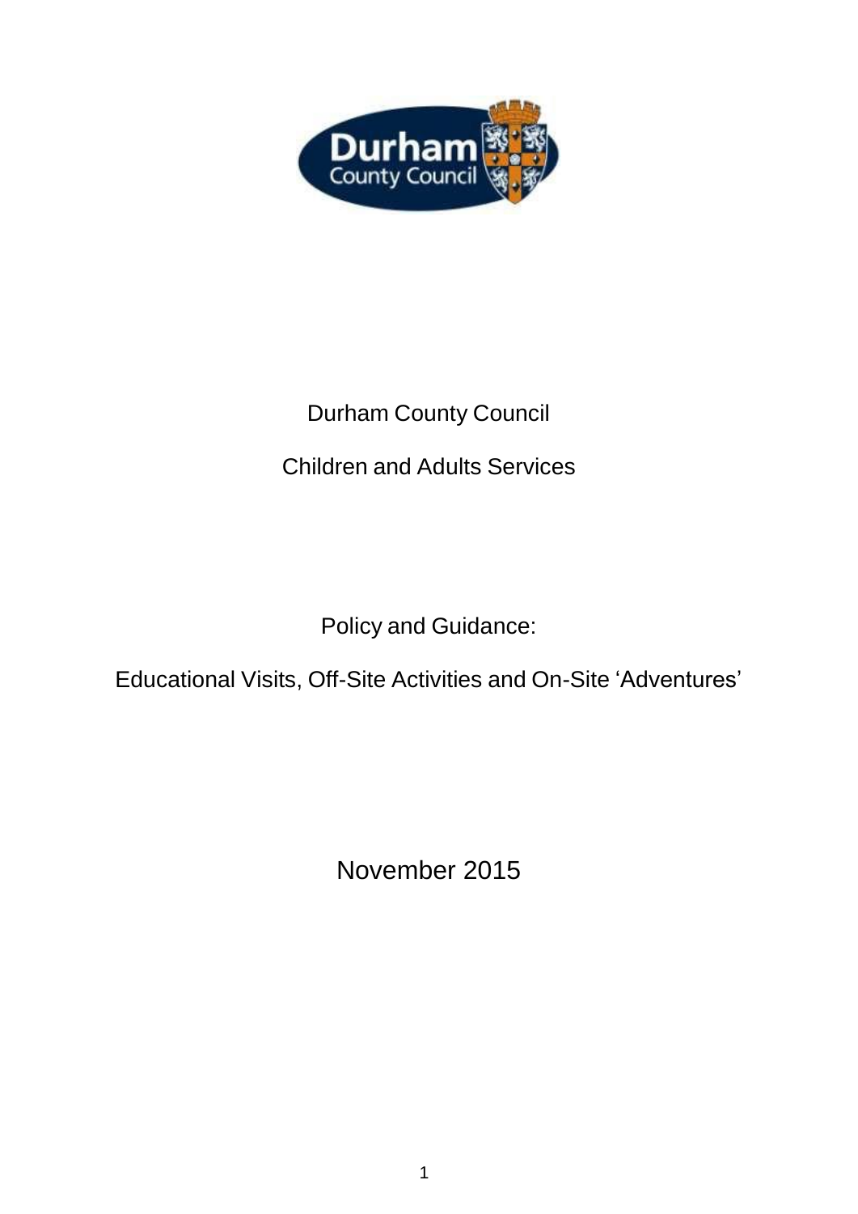Durham County Council

Children and Adults Services

Policy and Guidance:

Educational Visits, Off-Site Activities and On-Site 'Adventures'

November 2015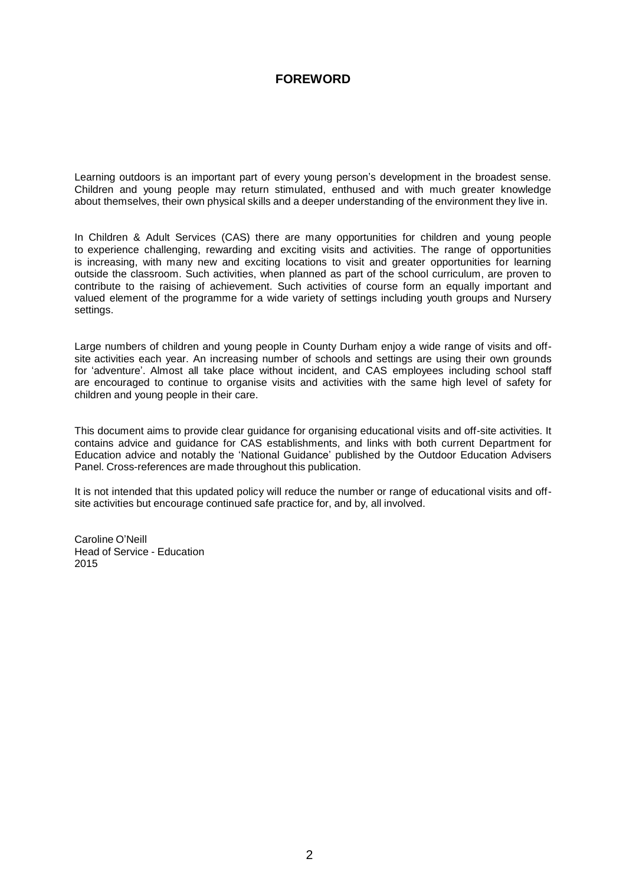# FOREWORD

Learning outdoors is an important part of every young person's development in the broadest sense. Children and young people may return stimulated, enthused and with much greater knowledge about themselves, their own physical skills and a deeper understanding of the environment they live in.

In Children & Adult Services (CAS) there are many opportunities for children and young people to experience challenging, rewarding and exciting visits and activities. The range of opportunities is increasing, with many new and exciting locations to visit and greater opportunities for learning outside the classroom. Such activities, when planned as part of the school curriculum, are proven to contribute to the raising of achievement. Such activities of course form an equally important and valued element of the programme for a wide variety of settings including youth groups and Nursery settings.

Large numbers of children and young people in County Durham enjoy a wide range of visits and off-site activities each year. An increasing number of schools and settings are using their own grounds for 'adventure'. Almost all take place without incident, and CAS employees including school staff are encouraged to continue to organise visits and activities with the same high level of safety for children and young people in their care.

This document aims to provide clear guidance for organising educational visits and off-site activities. It contains advice and guidance for CAS establishments, and links with both current Department for Education advice and notably the 'National Guidance' published by the Outdoor Education Advisers Panel. Cross-references are made throughout this publication.

It is not intended that this updated policy will reduce the number or range of educational visits and off-site activities but encourage continued safe practice for, and by, all involved.

Caroline O'Neill
Head of Service - Education
2015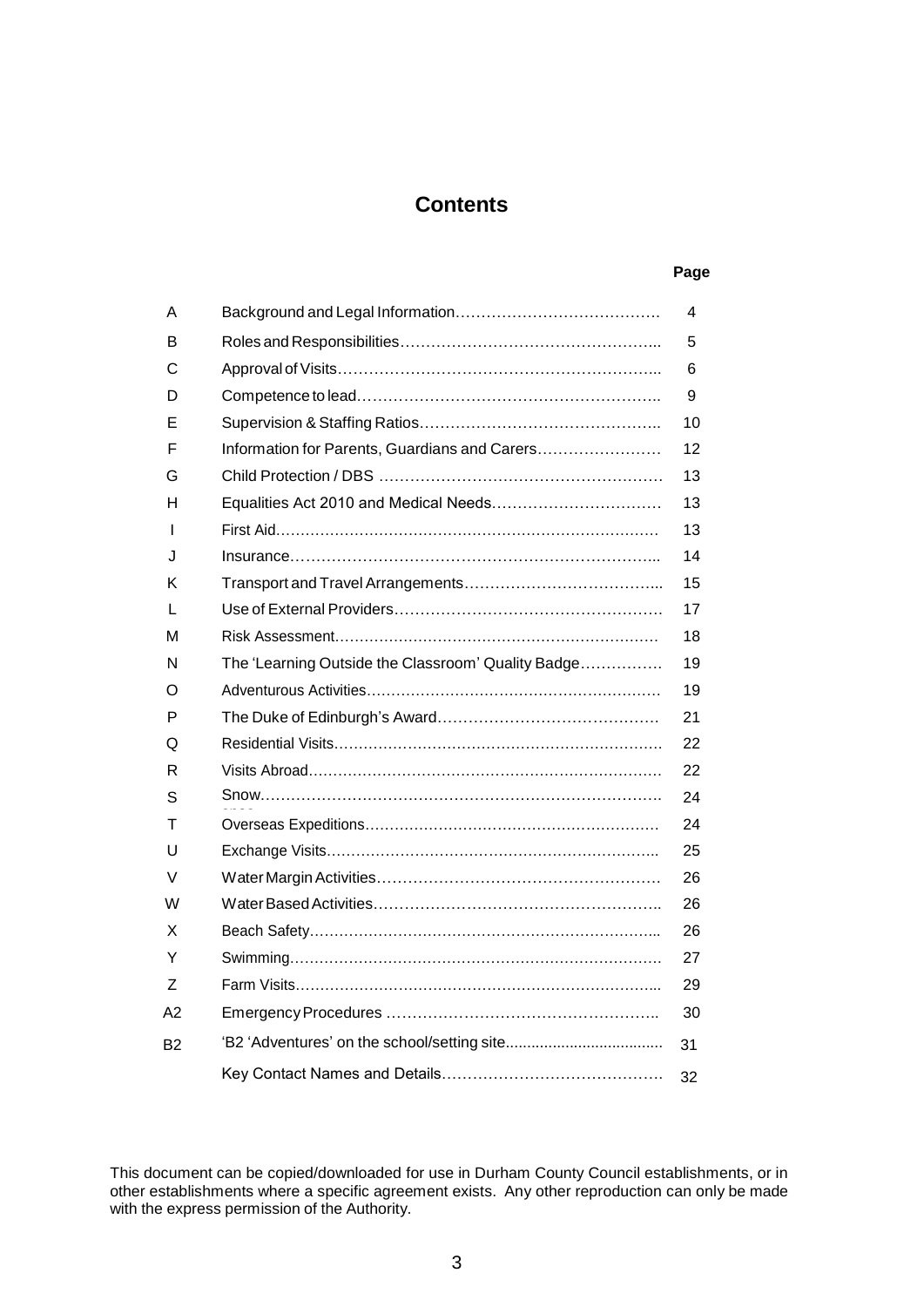# Contents

| | | Page |
|---|---|---|
| A | Background and Legal Information | 4 |
| B | Roles and Responsibilities | 5 |
| C | Approval of Visits | 6 |
| D | Competence to lead | 9 |
| E | Supervision & Staffing Ratios | 10 |
| F | Information for Parents, Guardians and Carers | 12 |
| G | Child Protection / DBS | 13 |
| H | Equalities Act 2010 and Medical Needs | 13 |
| I | First Aid | 13 |
| J | Insurance | 14 |
| K | Transport and Travel Arrangements | 15 |
| L | Use of External Providers | 17 |
| M | Risk Assessment | 18 |
| N | The 'Learning Outside the Classroom' Quality Badge | 19 |
| O | Adventurous Activities | 19 |
| P | The Duke of Edinburgh's Award | 21 |
| Q | Residential Visits | 22 |
| R | Visits Abroad | 22 |
| S | Snow | 24 |
| T | Overseas Expeditions | 24 |
| U | Exchange Visits | 25 |
| V | Water Margin Activities | 26 |
| W | Water Based Activities | 26 |
| X | Beach Safety | 26 |
| Y | Swimming | 27 |
| Z | Farm Visits | 29 |
| A2 | Emergency Procedures | 30 |
| B2 | 'B2 'Adventures' on the school/setting site | 31 |
| | Key Contact Names and Details | 32 |

This document can be copied/downloaded for use in Durham County Council establishments, or in other establishments where a specific agreement exists. Any other reproduction can only be made with the express permission of the Authority.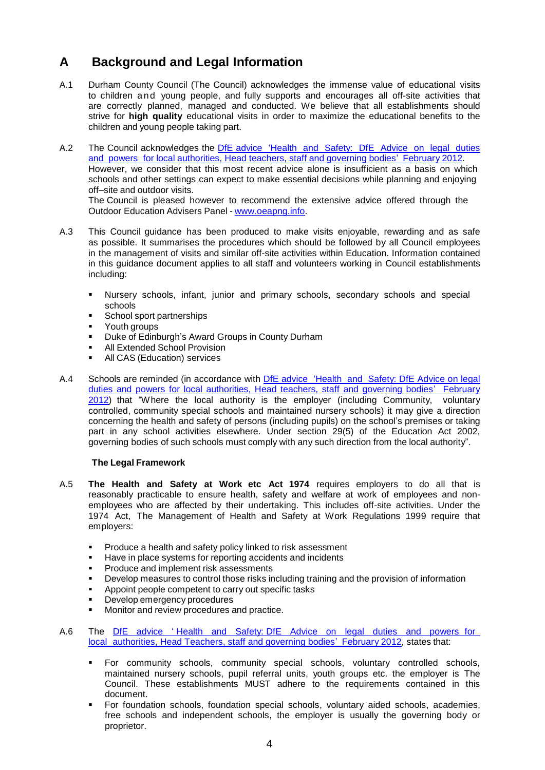# A Background and Legal Information

A.1 Durham County Council (The Council) acknowledges the immense value of educational visits to children and young people, and fully supports and encourages all off-site activities that are correctly planned, managed and conducted. We believe that all establishments should strive for **high quality** educational visits in order to maximize the educational benefits to the children and young people taking part.

A.2 The Council acknowledges the DfE advice 'Health and Safety: DfE Advice on legal duties and powers for local authorities, Head teachers, staff and governing bodies' February 2012. However, we consider that this most recent advice alone is insufficient as a basis on which schools and other settings can expect to make essential decisions while planning and enjoying off–site and outdoor visits.
The Council is pleased however to recommend the extensive advice offered through the Outdoor Education Advisers Panel - www.oeapng.info.

A.3 This Council guidance has been produced to make visits enjoyable, rewarding and as safe as possible. It summarises the procedures which should be followed by all Council employees in the management of visits and similar off-site activities within Education. Information contained in this guidance document applies to all staff and volunteers working in Council establishments including:

- Nursery schools, infant, junior and primary schools, secondary schools and special schools
- School sport partnerships
- Youth groups
- Duke of Edinburgh's Award Groups in County Durham
- All Extended School Provision
- All CAS (Education) services

A.4 Schools are reminded (in accordance with DfE advice 'Health and Safety: DfE Advice on legal duties and powers for local authorities, Head teachers, staff and governing bodies' February 2012) that "Where the local authority is the employer (including Community, voluntary controlled, community special schools and maintained nursery schools) it may give a direction concerning the health and safety of persons (including pupils) on the school's premises or taking part in any school activities elsewhere. Under section 29(5) of the Education Act 2002, governing bodies of such schools must comply with any such direction from the local authority".

### The Legal Framework

A.5 **The Health and Safety at Work etc Act 1974** requires employers to do all that is reasonably practicable to ensure health, safety and welfare at work of employees and non-employees who are affected by their undertaking. This includes off-site activities. Under the 1974 Act, The Management of Health and Safety at Work Regulations 1999 require that employers:

- Produce a health and safety policy linked to risk assessment
- Have in place systems for reporting accidents and incidents
- Produce and implement risk assessments
- Develop measures to control those risks including training and the provision of information
- Appoint people competent to carry out specific tasks
- Develop emergency procedures
- Monitor and review procedures and practice.

A.6 The DfE advice ' Health and Safety: DfE Advice on legal duties and powers for local authorities, Head Teachers, staff and governing bodies' February 2012, states that:

- For community schools, community special schools, voluntary controlled schools, maintained nursery schools, pupil referral units, youth groups etc. the employer is The Council. These establishments MUST adhere to the requirements contained in this document.
- For foundation schools, foundation special schools, voluntary aided schools, academies, free schools and independent schools, the employer is usually the governing body or proprietor.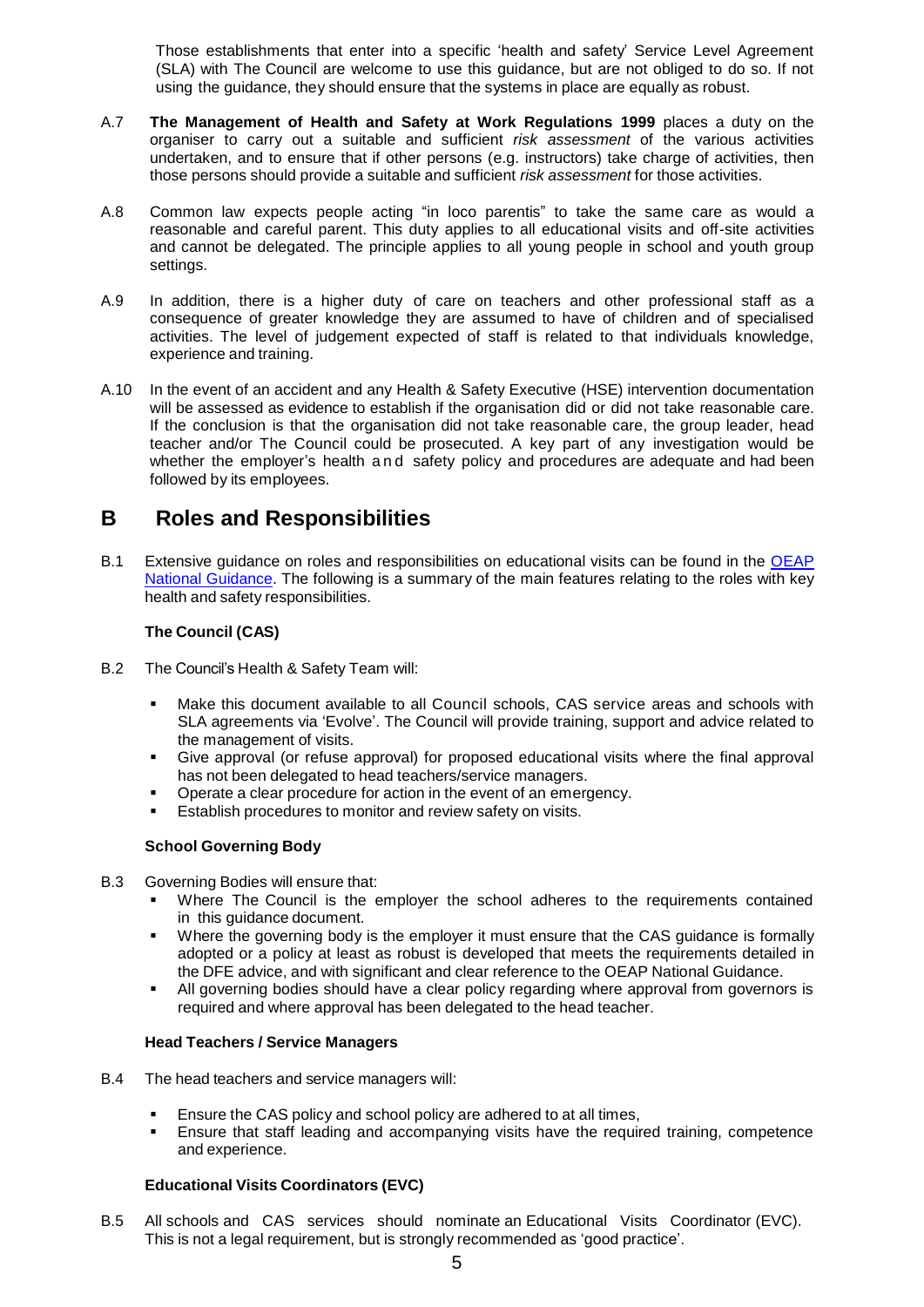Those establishments that enter into a specific 'health and safety' Service Level Agreement (SLA) with The Council are welcome to use this guidance, but are not obliged to do so. If not using the guidance, they should ensure that the systems in place are equally as robust.

A.7 **The Management of Health and Safety at Work Regulations 1999** places a duty on the organiser to carry out a suitable and sufficient *risk assessment* of the various activities undertaken, and to ensure that if other persons (e.g. instructors) take charge of activities, then those persons should provide a suitable and sufficient *risk assessment* for those activities.

A.8 Common law expects people acting "in loco parentis" to take the same care as would a reasonable and careful parent. This duty applies to all educational visits and off-site activities and cannot be delegated. The principle applies to all young people in school and youth group settings.

A.9 In addition, there is a higher duty of care on teachers and other professional staff as a consequence of greater knowledge they are assumed to have of children and of specialised activities. The level of judgement expected of staff is related to that individuals knowledge, experience and training.

A.10 In the event of an accident and any Health & Safety Executive (HSE) intervention documentation will be assessed as evidence to establish if the organisation did or did not take reasonable care. If the conclusion is that the organisation did not take reasonable care, the group leader, head teacher and/or The Council could be prosecuted. A key part of any investigation would be whether the employer's health and safety policy and procedures are adequate and had been followed by its employees.

# B Roles and Responsibilities

B.1 Extensive guidance on roles and responsibilities on educational visits can be found in the OEAP National Guidance. The following is a summary of the main features relating to the roles with key health and safety responsibilities.

### The Council (CAS)

B.2 The Council's Health & Safety Team will:

- Make this document available to all Council schools, CAS service areas and schools with SLA agreements via 'Evolve'. The Council will provide training, support and advice related to the management of visits.
- Give approval (or refuse approval) for proposed educational visits where the final approval has not been delegated to head teachers/service managers.
- Operate a clear procedure for action in the event of an emergency.
- Establish procedures to monitor and review safety on visits.

### School Governing Body

B.3 Governing Bodies will ensure that:

- Where The Council is the employer the school adheres to the requirements contained in this guidance document.
- Where the governing body is the employer it must ensure that the CAS guidance is formally adopted or a policy at least as robust is developed that meets the requirements detailed in the DFE advice, and with significant and clear reference to the OEAP National Guidance.
- All governing bodies should have a clear policy regarding where approval from governors is required and where approval has been delegated to the head teacher.

### Head Teachers / Service Managers

B.4 The head teachers and service managers will:

- Ensure the CAS policy and school policy are adhered to at all times,
- Ensure that staff leading and accompanying visits have the required training, competence and experience.

### Educational Visits Coordinators (EVC)

B.5 All schools and CAS services should nominate an Educational Visits Coordinator (EVC). This is not a legal requirement, but is strongly recommended as 'good practice'.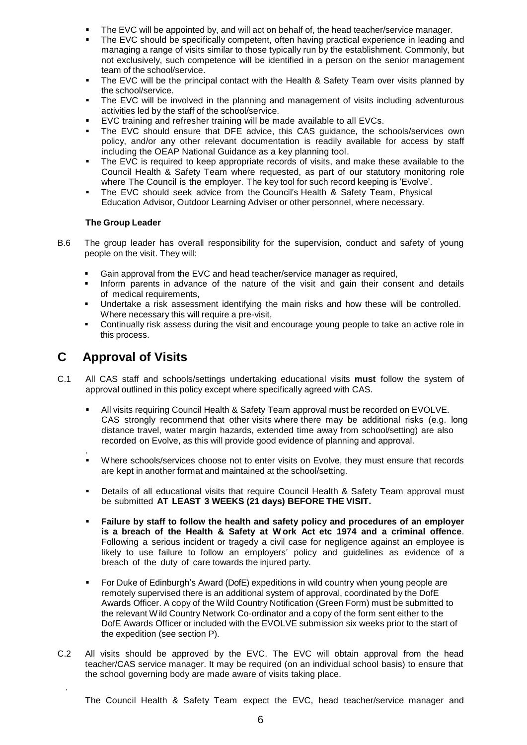- The EVC will be appointed by, and will act on behalf of, the head teacher/service manager.
- The EVC should be specifically competent, often having practical experience in leading and managing a range of visits similar to those typically run by the establishment. Commonly, but not exclusively, such competence will be identified in a person on the senior management team of the school/service.
- The EVC will be the principal contact with the Health & Safety Team over visits planned by the school/service.
- The EVC will be involved in the planning and management of visits including adventurous activities led by the staff of the school/service.
- EVC training and refresher training will be made available to all EVCs.
- The EVC should ensure that DFE advice, this CAS guidance, the schools/services own policy, and/or any other relevant documentation is readily available for access by staff including the OEAP National Guidance as a key planning tool.
- The EVC is required to keep appropriate records of visits, and make these available to the Council Health & Safety Team where requested, as part of our statutory monitoring role where The Council is the employer. The key tool for such record keeping is 'Evolve'.
- The EVC should seek advice from the Council's Health & Safety Team, Physical Education Advisor, Outdoor Learning Adviser or other personnel, where necessary.

**The Group Leader**

B.6 The group leader has overall responsibility for the supervision, conduct and safety of young people on the visit. They will:

- Gain approval from the EVC and head teacher/service manager as required,
- Inform parents in advance of the nature of the visit and gain their consent and details of medical requirements,
- Undertake a risk assessment identifying the main risks and how these will be controlled. Where necessary this will require a pre-visit,
- Continually risk assess during the visit and encourage young people to take an active role in this process.

## C Approval of Visits

C.1 All CAS staff and schools/settings undertaking educational visits **must** follow the system of approval outlined in this policy except where specifically agreed with CAS.

- All visits requiring Council Health & Safety Team approval must be recorded on EVOLVE. CAS strongly recommend that other visits where there may be additional risks (e.g. long distance travel, water margin hazards, extended time away from school/setting) are also recorded on Evolve, as this will provide good evidence of planning and approval.
- Where schools/services choose not to enter visits on Evolve, they must ensure that records are kept in another format and maintained at the school/setting.
- Details of all educational visits that require Council Health & Safety Team approval must be submitted **AT LEAST 3 WEEKS (21 days) BEFORE THE VISIT.**
- **Failure by staff to follow the health and safety policy and procedures of an employer is a breach of the Health & Safety at Work Act etc 1974 and a criminal offence**. Following a serious incident or tragedy a civil case for negligence against an employee is likely to use failure to follow an employers' policy and guidelines as evidence of a breach of the duty of care towards the injured party.
- For Duke of Edinburgh's Award (DofE) expeditions in wild country when young people are remotely supervised there is an additional system of approval, coordinated by the DofE Awards Officer. A copy of the Wild Country Notification (Green Form) must be submitted to the relevant Wild Country Network Co-ordinator and a copy of the form sent either to the DofE Awards Officer or included with the EVOLVE submission six weeks prior to the start of the expedition (see section P).

C.2 All visits should be approved by the EVC. The EVC will obtain approval from the head teacher/CAS service manager. It may be required (on an individual school basis) to ensure that the school governing body are made aware of visits taking place.

The Council Health & Safety Team expect the EVC, head teacher/service manager and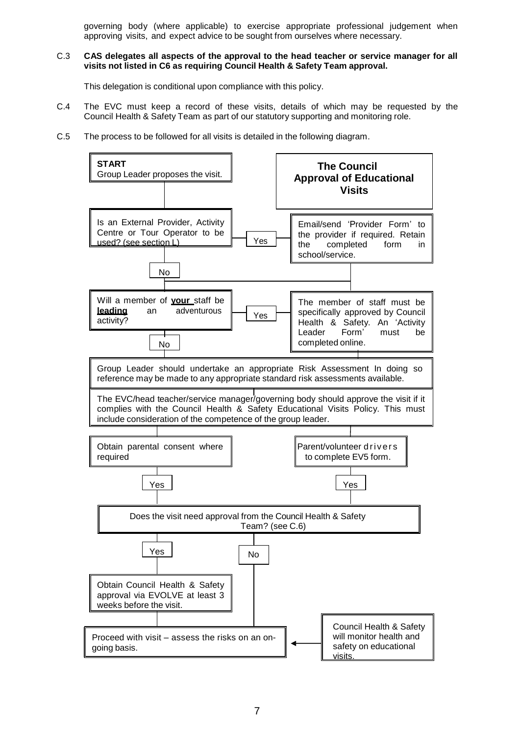governing body (where applicable) to exercise appropriate professional judgement when approving visits, and expect advice to be sought from ourselves where necessary.

C.3 **CAS delegates all aspects of the approval to the head teacher or service manager for all visits not listed in C6 as requiring Council Health & Safety Team approval.**

This delegation is conditional upon compliance with this policy.

C.4 The EVC must keep a record of these visits, details of which may be requested by the Council Health & Safety Team as part of our statutory supporting and monitoring role.

C.5 The process to be followed for all visits is detailed in the following diagram.

**The Council Approval of Educational Visits**

**START**
Group Leader proposes the visit.

Is an External Provider, Activity Centre or Tour Operator to be used? (see section L)

- Yes → Email/send 'Provider Form' to the provider if required. Retain the completed form in school/service.
- No

Will a member of **your** staff be **leading** an adventurous activity?

- Yes → The member of staff must be specifically approved by Council Health & Safety. An 'Activity Leader Form' must be completed online.
- No

Group Leader should undertake an appropriate Risk Assessment In doing so reference may be made to any appropriate standard risk assessments available.

The EVC/head teacher/service manager/governing body should approve the visit if it complies with the Council Health & Safety Educational Visits Policy. This must include consideration of the competence of the group leader.

Obtain parental consent where required — Yes

Parent/volunteer drivers to complete EV5 form. — Yes

Does the visit need approval from the Council Health & Safety Team? (see C.6)

- Yes → Obtain Council Health & Safety approval via EVOLVE at least 3 weeks before the visit.
- No

Proceed with visit – assess the risks on an on-going basis.

Council Health & Safety will monitor health and safety on educational visits.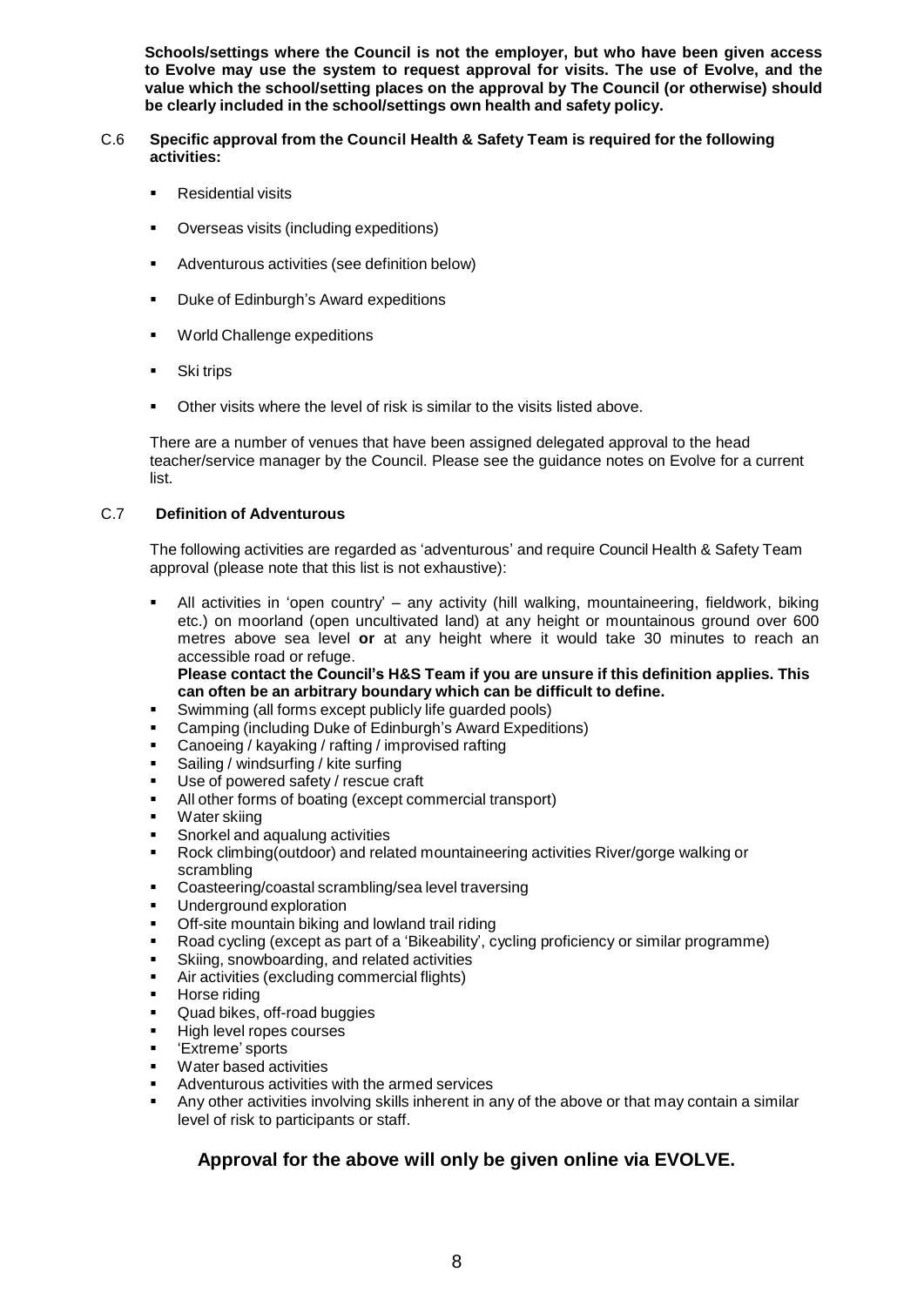**Schools/settings where the Council is not the employer, but who have been given access to Evolve may use the system to request approval for visits. The use of Evolve, and the value which the school/setting places on the approval by The Council (or otherwise) should be clearly included in the school/settings own health and safety policy.**

C.6 **Specific approval from the Council Health & Safety Team is required for the following activities:**

- Residential visits
- Overseas visits (including expeditions)
- Adventurous activities (see definition below)
- Duke of Edinburgh's Award expeditions
- World Challenge expeditions
- Ski trips
- Other visits where the level of risk is similar to the visits listed above.

There are a number of venues that have been assigned delegated approval to the head teacher/service manager by the Council. Please see the guidance notes on Evolve for a current list.

C.7 **Definition of Adventurous**

The following activities are regarded as 'adventurous' and require Council Health & Safety Team approval (please note that this list is not exhaustive):

- All activities in 'open country' – any activity (hill walking, mountaineering, fieldwork, biking etc.) on moorland (open uncultivated land) at any height or mountainous ground over 600 metres above sea level **or** at any height where it would take 30 minutes to reach an accessible road or refuge.
  **Please contact the Council's H&S Team if you are unsure if this definition applies. This can often be an arbitrary boundary which can be difficult to define.**
- Swimming (all forms except publicly life guarded pools)
- Camping (including Duke of Edinburgh's Award Expeditions)
- Canoeing / kayaking / rafting / improvised rafting
- Sailing / windsurfing / kite surfing
- Use of powered safety / rescue craft
- All other forms of boating (except commercial transport)
- Water skiing
- Snorkel and aqualung activities
- Rock climbing(outdoor) and related mountaineering activities River/gorge walking or scrambling
- Coasteering/coastal scrambling/sea level traversing
- Underground exploration
- Off-site mountain biking and lowland trail riding
- Road cycling (except as part of a 'Bikeability', cycling proficiency or similar programme)
- Skiing, snowboarding, and related activities
- Air activities (excluding commercial flights)
- Horse riding
- Quad bikes, off-road buggies
- High level ropes courses
- 'Extreme' sports
- Water based activities
- Adventurous activities with the armed services
- Any other activities involving skills inherent in any of the above or that may contain a similar level of risk to participants or staff.

**Approval for the above will only be given online via EVOLVE.**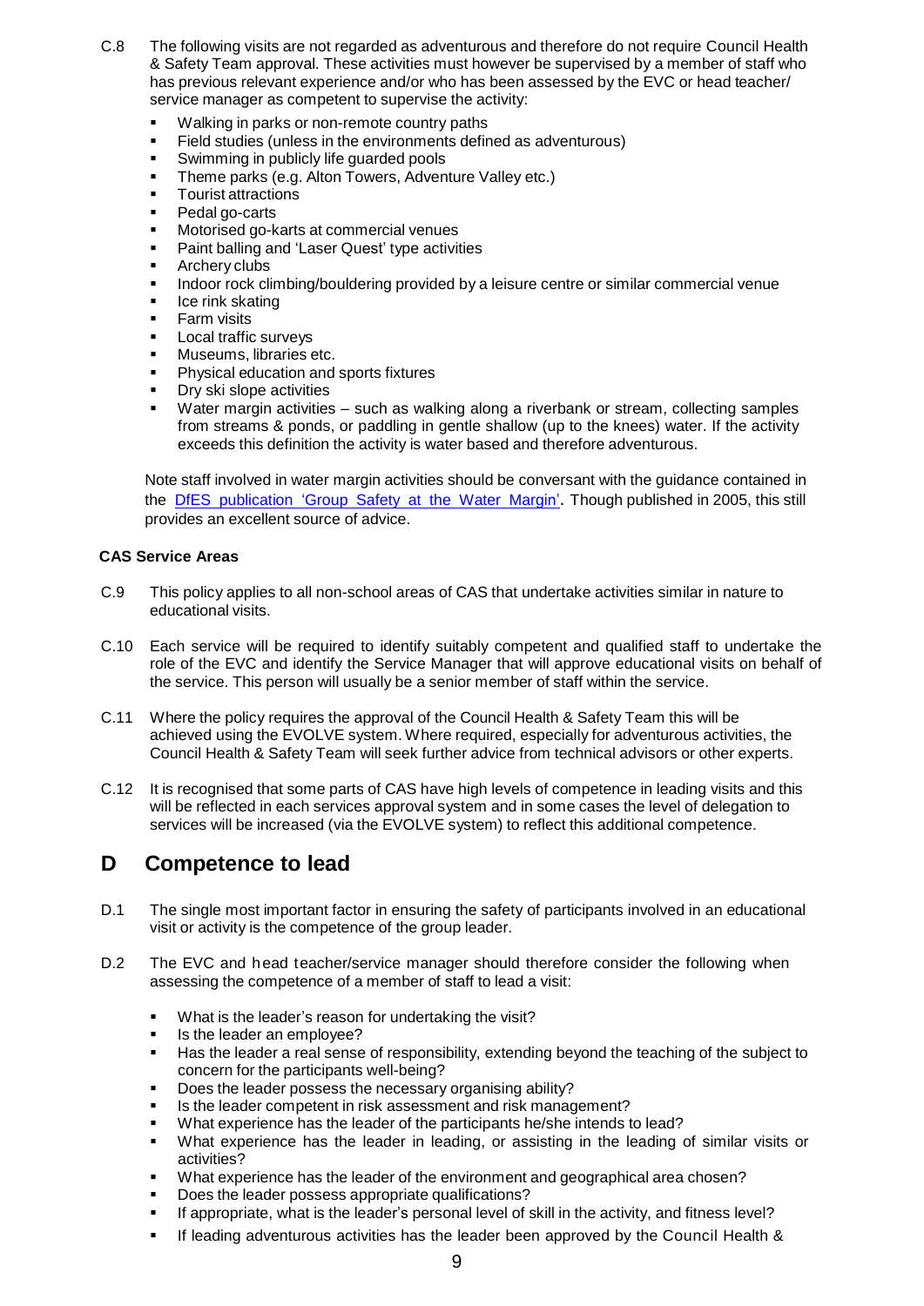C.8 The following visits are not regarded as adventurous and therefore do not require Council Health & Safety Team approval. These activities must however be supervised by a member of staff who has previous relevant experience and/or who has been assessed by the EVC or head teacher/ service manager as competent to supervise the activity:

- Walking in parks or non-remote country paths
- Field studies (unless in the environments defined as adventurous)
- Swimming in publicly life guarded pools
- Theme parks (e.g. Alton Towers, Adventure Valley etc.)
- Tourist attractions
- Pedal go-carts
- Motorised go-karts at commercial venues
- Paint balling and 'Laser Quest' type activities
- Archery clubs
- Indoor rock climbing/bouldering provided by a leisure centre or similar commercial venue
- Ice rink skating
- Farm visits
- Local traffic surveys
- Museums, libraries etc.
- Physical education and sports fixtures
- Dry ski slope activities
- Water margin activities – such as walking along a riverbank or stream, collecting samples from streams & ponds, or paddling in gentle shallow (up to the knees) water. If the activity exceeds this definition the activity is water based and therefore adventurous.

Note staff involved in water margin activities should be conversant with the guidance contained in the DfES publication 'Group Safety at the Water Margin'. Though published in 2005, this still provides an excellent source of advice.

**CAS Service Areas**

C.9 This policy applies to all non-school areas of CAS that undertake activities similar in nature to educational visits.

C.10 Each service will be required to identify suitably competent and qualified staff to undertake the role of the EVC and identify the Service Manager that will approve educational visits on behalf of the service. This person will usually be a senior member of staff within the service.

C.11 Where the policy requires the approval of the Council Health & Safety Team this will be achieved using the EVOLVE system. Where required, especially for adventurous activities, the Council Health & Safety Team will seek further advice from technical advisors or other experts.

C.12 It is recognised that some parts of CAS have high levels of competence in leading visits and this will be reflected in each services approval system and in some cases the level of delegation to services will be increased (via the EVOLVE system) to reflect this additional competence.

## D Competence to lead

D.1 The single most important factor in ensuring the safety of participants involved in an educational visit or activity is the competence of the group leader.

D.2 The EVC and head teacher/service manager should therefore consider the following when assessing the competence of a member of staff to lead a visit:

- What is the leader's reason for undertaking the visit?
- Is the leader an employee?
- Has the leader a real sense of responsibility, extending beyond the teaching of the subject to concern for the participants well-being?
- Does the leader possess the necessary organising ability?
- Is the leader competent in risk assessment and risk management?
- What experience has the leader of the participants he/she intends to lead?
- What experience has the leader in leading, or assisting in the leading of similar visits or activities?
- What experience has the leader of the environment and geographical area chosen?
- Does the leader possess appropriate qualifications?
- If appropriate, what is the leader's personal level of skill in the activity, and fitness level?
- If leading adventurous activities has the leader been approved by the Council Health &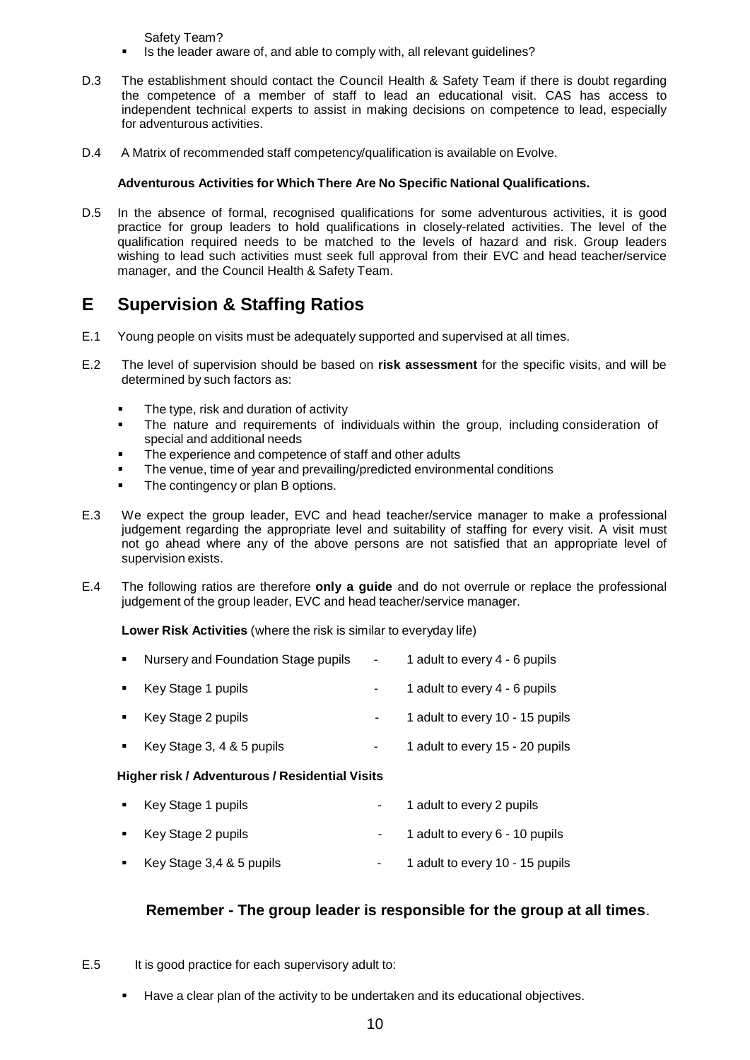Safety Team?

- Is the leader aware of, and able to comply with, all relevant guidelines?

D.3 The establishment should contact the Council Health & Safety Team if there is doubt regarding the competence of a member of staff to lead an educational visit. CAS has access to independent technical experts to assist in making decisions on competence to lead, especially for adventurous activities.

D.4 A Matrix of recommended staff competency/qualification is available on Evolve.

**Adventurous Activities for Which There Are No Specific National Qualifications.**

D.5 In the absence of formal, recognised qualifications for some adventurous activities, it is good practice for group leaders to hold qualifications in closely-related activities. The level of the qualification required needs to be matched to the levels of hazard and risk. Group leaders wishing to lead such activities must seek full approval from their EVC and head teacher/service manager, and the Council Health & Safety Team.

# E Supervision & Staffing Ratios

E.1 Young people on visits must be adequately supported and supervised at all times.

E.2 The level of supervision should be based on **risk assessment** for the specific visits, and will be determined by such factors as:

- The type, risk and duration of activity
- The nature and requirements of individuals within the group, including consideration of special and additional needs
- The experience and competence of staff and other adults
- The venue, time of year and prevailing/predicted environmental conditions
- The contingency or plan B options.

E.3 We expect the group leader, EVC and head teacher/service manager to make a professional judgement regarding the appropriate level and suitability of staffing for every visit. A visit must not go ahead where any of the above persons are not satisfied that an appropriate level of supervision exists.

E.4 The following ratios are therefore **only a guide** and do not overrule or replace the professional judgement of the group leader, EVC and head teacher/service manager.

**Lower Risk Activities** (where the risk is similar to everyday life)

- Nursery and Foundation Stage pupils - 1 adult to every 4 - 6 pupils
- Key Stage 1 pupils - 1 adult to every 4 - 6 pupils
- Key Stage 2 pupils - 1 adult to every 10 - 15 pupils
- Key Stage 3, 4 & 5 pupils - 1 adult to every 15 - 20 pupils

**Higher risk / Adventurous / Residential Visits**

- Key Stage 1 pupils - 1 adult to every 2 pupils
- Key Stage 2 pupils - 1 adult to every 6 - 10 pupils
- Key Stage 3,4 & 5 pupils - 1 adult to every 10 - 15 pupils

**Remember - The group leader is responsible for the group at all times**.

E.5 It is good practice for each supervisory adult to:

- Have a clear plan of the activity to be undertaken and its educational objectives.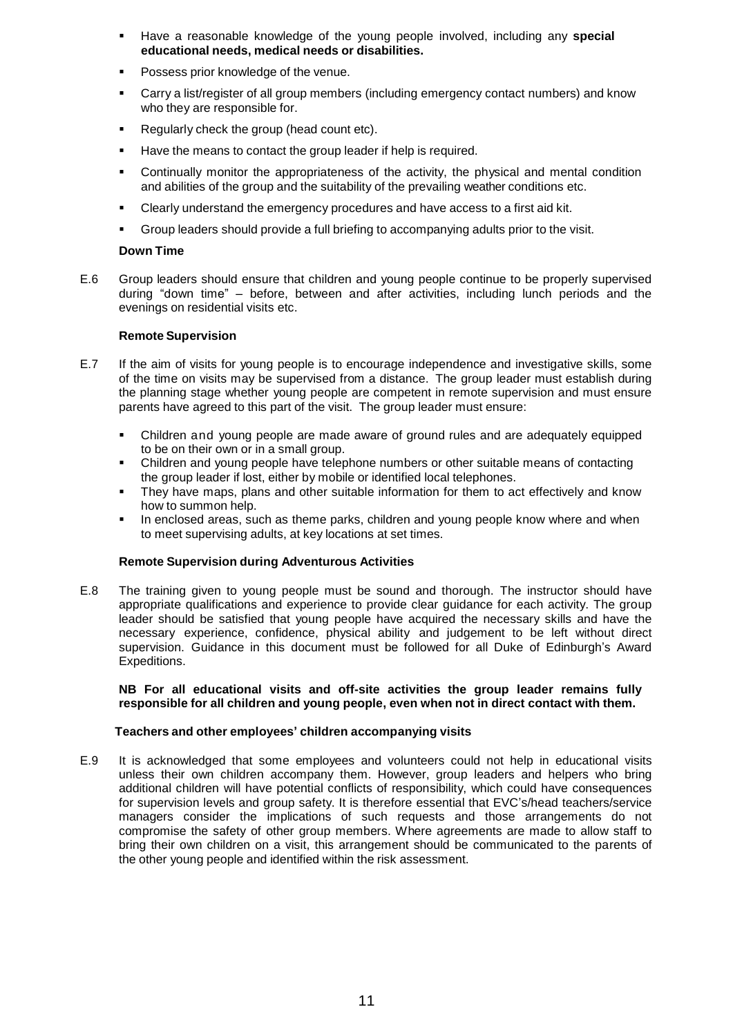- Have a reasonable knowledge of the young people involved, including any **special educational needs, medical needs or disabilities.**
- Possess prior knowledge of the venue.
- Carry a list/register of all group members (including emergency contact numbers) and know who they are responsible for.
- Regularly check the group (head count etc).
- Have the means to contact the group leader if help is required.
- Continually monitor the appropriateness of the activity, the physical and mental condition and abilities of the group and the suitability of the prevailing weather conditions etc.
- Clearly understand the emergency procedures and have access to a first aid kit.
- Group leaders should provide a full briefing to accompanying adults prior to the visit.

**Down Time**

E.6 Group leaders should ensure that children and young people continue to be properly supervised during "down time" – before, between and after activities, including lunch periods and the evenings on residential visits etc.

**Remote Supervision**

E.7 If the aim of visits for young people is to encourage independence and investigative skills, some of the time on visits may be supervised from a distance. The group leader must establish during the planning stage whether young people are competent in remote supervision and must ensure parents have agreed to this part of the visit. The group leader must ensure:

- Children and young people are made aware of ground rules and are adequately equipped to be on their own or in a small group.
- Children and young people have telephone numbers or other suitable means of contacting the group leader if lost, either by mobile or identified local telephones.
- They have maps, plans and other suitable information for them to act effectively and know how to summon help.
- In enclosed areas, such as theme parks, children and young people know where and when to meet supervising adults, at key locations at set times.

**Remote Supervision during Adventurous Activities**

E.8 The training given to young people must be sound and thorough. The instructor should have appropriate qualifications and experience to provide clear guidance for each activity. The group leader should be satisfied that young people have acquired the necessary skills and have the necessary experience, confidence, physical ability and judgement to be left without direct supervision. Guidance in this document must be followed for all Duke of Edinburgh's Award Expeditions.

**NB For all educational visits and off-site activities the group leader remains fully responsible for all children and young people, even when not in direct contact with them.**

**Teachers and other employees' children accompanying visits**

E.9 It is acknowledged that some employees and volunteers could not help in educational visits unless their own children accompany them. However, group leaders and helpers who bring additional children will have potential conflicts of responsibility, which could have consequences for supervision levels and group safety. It is therefore essential that EVC's/head teachers/service managers consider the implications of such requests and those arrangements do not compromise the safety of other group members. Where agreements are made to allow staff to bring their own children on a visit, this arrangement should be communicated to the parents of the other young people and identified within the risk assessment.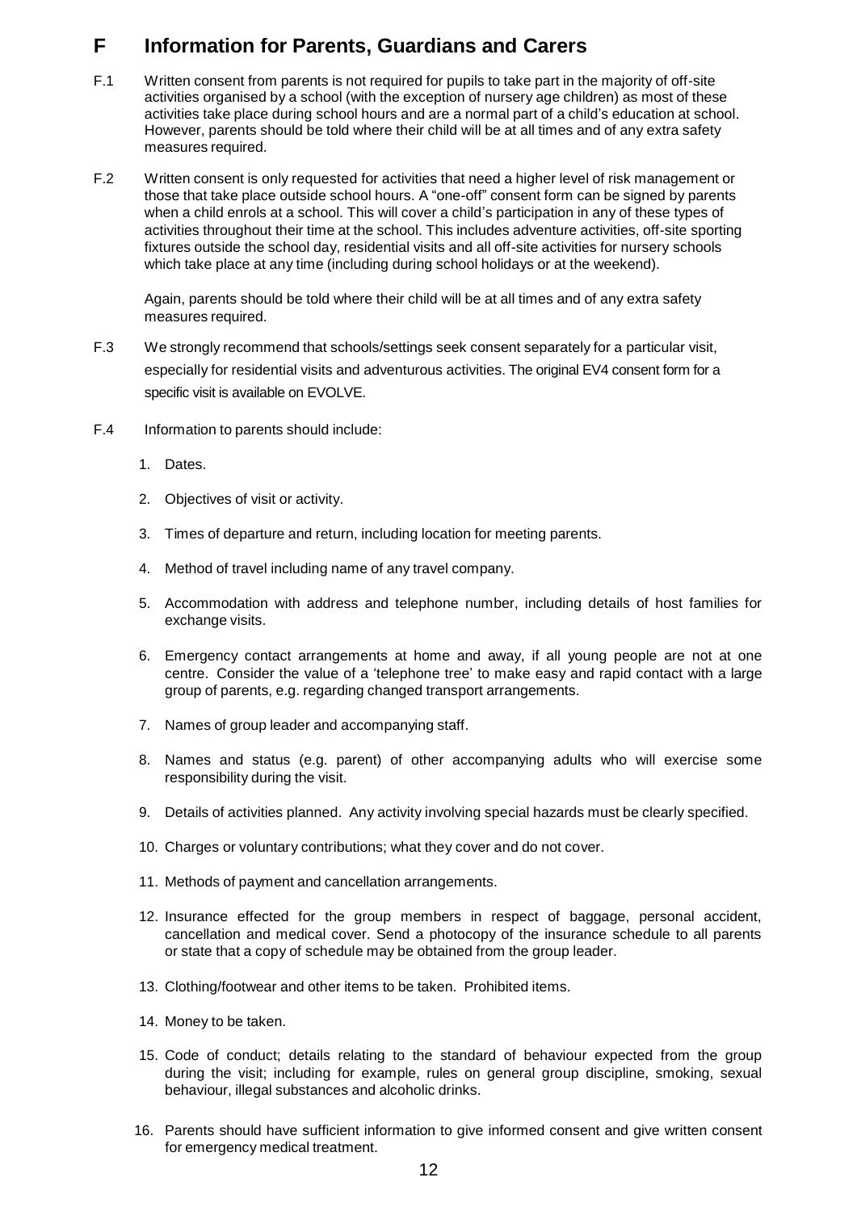# F Information for Parents, Guardians and Carers

F.1 Written consent from parents is not required for pupils to take part in the majority of off-site activities organised by a school (with the exception of nursery age children) as most of these activities take place during school hours and are a normal part of a child's education at school. However, parents should be told where their child will be at all times and of any extra safety measures required.

F.2 Written consent is only requested for activities that need a higher level of risk management or those that take place outside school hours. A "one-off" consent form can be signed by parents when a child enrols at a school. This will cover a child's participation in any of these types of activities throughout their time at the school. This includes adventure activities, off-site sporting fixtures outside the school day, residential visits and all off-site activities for nursery schools which take place at any time (including during school holidays or at the weekend).

Again, parents should be told where their child will be at all times and of any extra safety measures required.

F.3 We strongly recommend that schools/settings seek consent separately for a particular visit, especially for residential visits and adventurous activities. The original EV4 consent form for a specific visit is available on EVOLVE.

F.4 Information to parents should include:

1. Dates.
2. Objectives of visit or activity.
3. Times of departure and return, including location for meeting parents.
4. Method of travel including name of any travel company.
5. Accommodation with address and telephone number, including details of host families for exchange visits.
6. Emergency contact arrangements at home and away, if all young people are not at one centre. Consider the value of a 'telephone tree' to make easy and rapid contact with a large group of parents, e.g. regarding changed transport arrangements.
7. Names of group leader and accompanying staff.
8. Names and status (e.g. parent) of other accompanying adults who will exercise some responsibility during the visit.
9. Details of activities planned. Any activity involving special hazards must be clearly specified.
10. Charges or voluntary contributions; what they cover and do not cover.
11. Methods of payment and cancellation arrangements.
12. Insurance effected for the group members in respect of baggage, personal accident, cancellation and medical cover. Send a photocopy of the insurance schedule to all parents or state that a copy of schedule may be obtained from the group leader.
13. Clothing/footwear and other items to be taken. Prohibited items.
14. Money to be taken.
15. Code of conduct; details relating to the standard of behaviour expected from the group during the visit; including for example, rules on general group discipline, smoking, sexual behaviour, illegal substances and alcoholic drinks.
16. Parents should have sufficient information to give informed consent and give written consent for emergency medical treatment.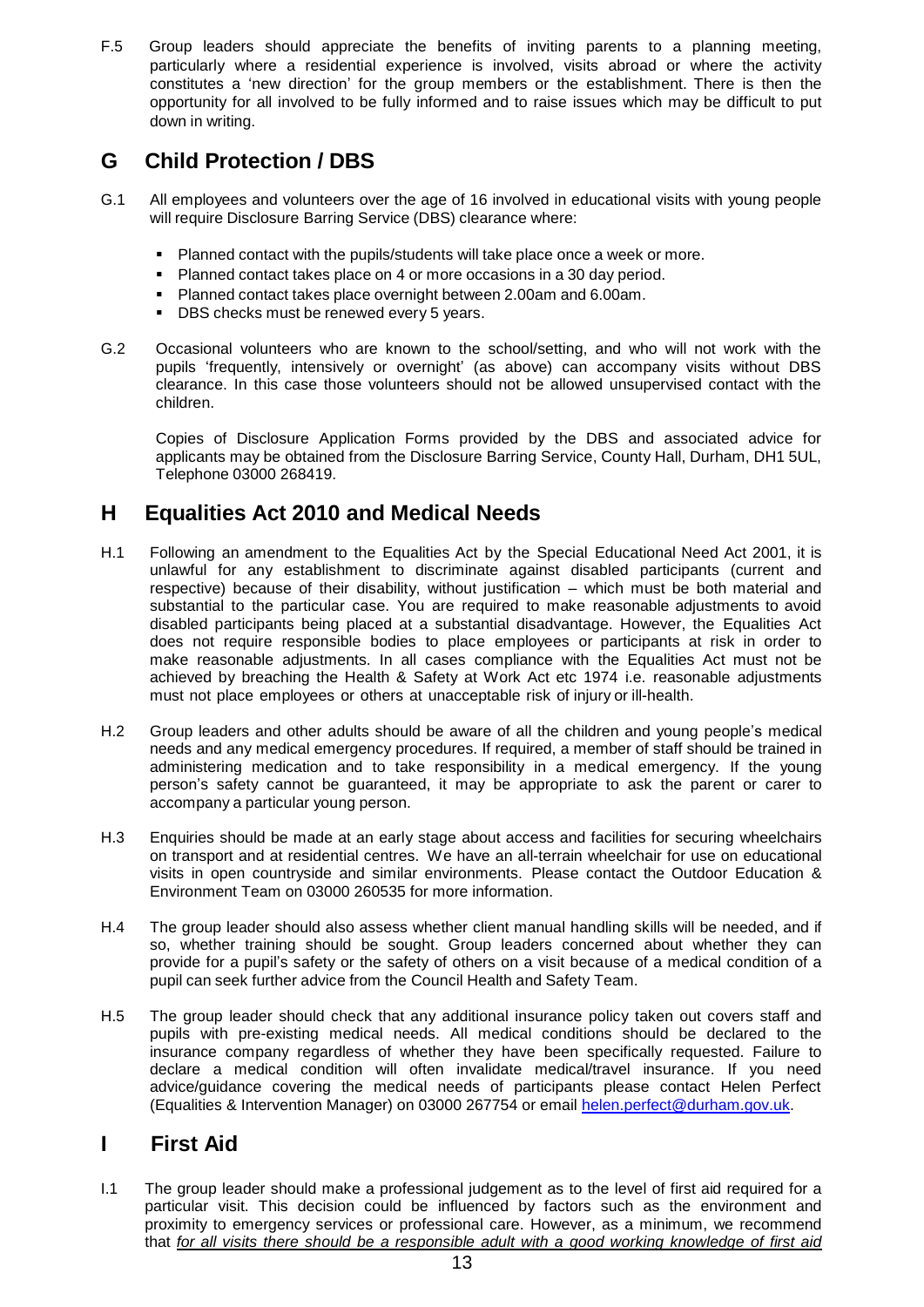F.5 Group leaders should appreciate the benefits of inviting parents to a planning meeting, particularly where a residential experience is involved, visits abroad or where the activity constitutes a 'new direction' for the group members or the establishment. There is then the opportunity for all involved to be fully informed and to raise issues which may be difficult to put down in writing.

## G Child Protection / DBS

G.1 All employees and volunteers over the age of 16 involved in educational visits with young people will require Disclosure Barring Service (DBS) clearance where:

- Planned contact with the pupils/students will take place once a week or more.
- Planned contact takes place on 4 or more occasions in a 30 day period.
- Planned contact takes place overnight between 2.00am and 6.00am.
- DBS checks must be renewed every 5 years.

G.2 Occasional volunteers who are known to the school/setting, and who will not work with the pupils 'frequently, intensively or overnight' (as above) can accompany visits without DBS clearance. In this case those volunteers should not be allowed unsupervised contact with the children.

Copies of Disclosure Application Forms provided by the DBS and associated advice for applicants may be obtained from the Disclosure Barring Service, County Hall, Durham, DH1 5UL, Telephone 03000 268419.

## H Equalities Act 2010 and Medical Needs

H.1 Following an amendment to the Equalities Act by the Special Educational Need Act 2001, it is unlawful for any establishment to discriminate against disabled participants (current and respective) because of their disability, without justification – which must be both material and substantial to the particular case. You are required to make reasonable adjustments to avoid disabled participants being placed at a substantial disadvantage. However, the Equalities Act does not require responsible bodies to place employees or participants at risk in order to make reasonable adjustments. In all cases compliance with the Equalities Act must not be achieved by breaching the Health & Safety at Work Act etc 1974 i.e. reasonable adjustments must not place employees or others at unacceptable risk of injury or ill-health.

H.2 Group leaders and other adults should be aware of all the children and young people's medical needs and any medical emergency procedures. If required, a member of staff should be trained in administering medication and to take responsibility in a medical emergency. If the young person's safety cannot be guaranteed, it may be appropriate to ask the parent or carer to accompany a particular young person.

H.3 Enquiries should be made at an early stage about access and facilities for securing wheelchairs on transport and at residential centres. We have an all-terrain wheelchair for use on educational visits in open countryside and similar environments. Please contact the Outdoor Education & Environment Team on 03000 260535 for more information.

H.4 The group leader should also assess whether client manual handling skills will be needed, and if so, whether training should be sought. Group leaders concerned about whether they can provide for a pupil's safety or the safety of others on a visit because of a medical condition of a pupil can seek further advice from the Council Health and Safety Team.

H.5 The group leader should check that any additional insurance policy taken out covers staff and pupils with pre-existing medical needs. All medical conditions should be declared to the insurance company regardless of whether they have been specifically requested. Failure to declare a medical condition will often invalidate medical/travel insurance. If you need advice/guidance covering the medical needs of participants please contact Helen Perfect (Equalities & Intervention Manager) on 03000 267754 or email helen.perfect@durham.gov.uk.

## I First Aid

I.1 The group leader should make a professional judgement as to the level of first aid required for a particular visit. This decision could be influenced by factors such as the environment and proximity to emergency services or professional care. However, as a minimum, we recommend that *for all visits there should be a responsible adult with a good working knowledge of first aid*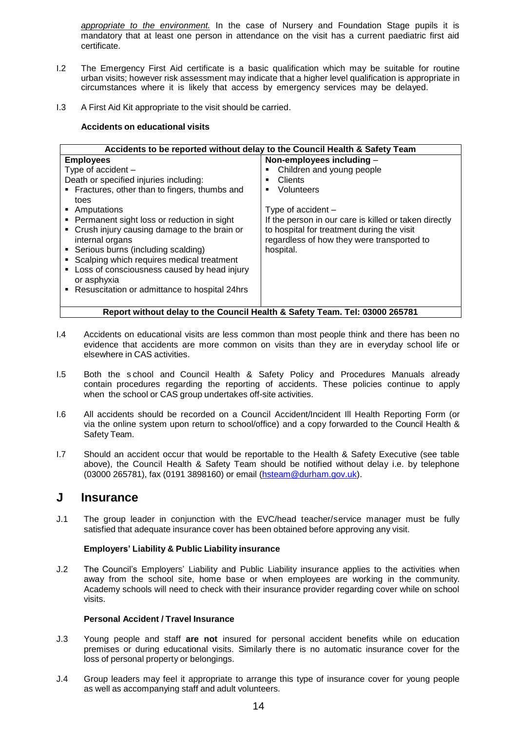*appropriate to the environment.* In the case of Nursery and Foundation Stage pupils it is mandatory that at least one person in attendance on the visit has a current paediatric first aid certificate.

I.2 The Emergency First Aid certificate is a basic qualification which may be suitable for routine urban visits; however risk assessment may indicate that a higher level qualification is appropriate in circumstances where it is likely that access by emergency services may be delayed.

I.3 A First Aid Kit appropriate to the visit should be carried.

**Accidents on educational visits**

| **Accidents to be reported without delay to the Council Health & Safety Team** | |
|---|---|
| **Employees**<br>Type of accident –<br>Death or specified injuries including:<br>▪ Fractures, other than to fingers, thumbs and toes<br>▪ Amputations<br>▪ Permanent sight loss or reduction in sight<br>▪ Crush injury causing damage to the brain or internal organs<br>▪ Serious burns (including scalding)<br>▪ Scalping which requires medical treatment<br>▪ Loss of consciousness caused by head injury or asphyxia<br>▪ Resuscitation or admittance to hospital 24hrs | **Non-employees including** –<br>▪ Children and young people<br>▪ Clients<br>▪ Volunteers<br><br>Type of accident –<br>If the person in our care is killed or taken directly to hospital for treatment during the visit regardless of how they were transported to hospital. |
| **Report without delay to the Council Health & Safety Team. Tel: 03000 265781** | |

I.4 Accidents on educational visits are less common than most people think and there has been no evidence that accidents are more common on visits than they are in everyday school life or elsewhere in CAS activities.

I.5 Both the school and Council Health & Safety Policy and Procedures Manuals already contain procedures regarding the reporting of accidents. These policies continue to apply when the school or CAS group undertakes off-site activities.

I.6 All accidents should be recorded on a Council Accident/Incident Ill Health Reporting Form (or via the online system upon return to school/office) and a copy forwarded to the Council Health & Safety Team.

I.7 Should an accident occur that would be reportable to the Health & Safety Executive (see table above), the Council Health & Safety Team should be notified without delay i.e. by telephone (03000 265781), fax (0191 3898160) or email (hsteam@durham.gov.uk).

# J Insurance

J.1 The group leader in conjunction with the EVC/head teacher/service manager must be fully satisfied that adequate insurance cover has been obtained before approving any visit.

**Employers' Liability & Public Liability insurance**

J.2 The Council's Employers' Liability and Public Liability insurance applies to the activities when away from the school site, home base or when employees are working in the community. Academy schools will need to check with their insurance provider regarding cover while on school visits.

**Personal Accident / Travel Insurance**

J.3 Young people and staff **are not** insured for personal accident benefits while on education premises or during educational visits. Similarly there is no automatic insurance cover for the loss of personal property or belongings.

J.4 Group leaders may feel it appropriate to arrange this type of insurance cover for young people as well as accompanying staff and adult volunteers.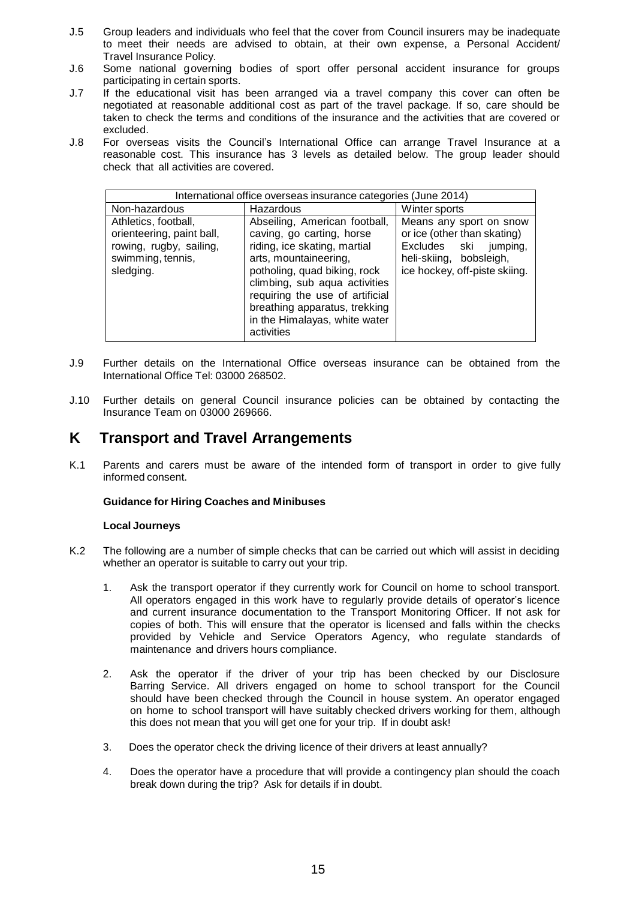J.5 Group leaders and individuals who feel that the cover from Council insurers may be inadequate to meet their needs are advised to obtain, at their own expense, a Personal Accident/ Travel Insurance Policy.

J.6 Some national governing bodies of sport offer personal accident insurance for groups participating in certain sports.

J.7 If the educational visit has been arranged via a travel company this cover can often be negotiated at reasonable additional cost as part of the travel package. If so, care should be taken to check the terms and conditions of the insurance and the activities that are covered or excluded.

J.8 For overseas visits the Council's International Office can arrange Travel Insurance at a reasonable cost. This insurance has 3 levels as detailed below. The group leader should check that all activities are covered.

| International office overseas insurance categories (June 2014) | | |
|---|---|---|
| Non-hazardous | Hazardous | Winter sports |
| Athletics, football, orienteering, paint ball, rowing, rugby, sailing, swimming, tennis, sledging. | Abseiling, American football, caving, go carting, horse riding, ice skating, martial arts, mountaineering, potholing, quad biking, rock climbing, sub aqua activities requiring the use of artificial breathing apparatus, trekking in the Himalayas, white water activities | Means any sport on snow or ice (other than skating) Excludes ski jumping, heli-skiing, bobsleigh, ice hockey, off-piste skiing. |

J.9 Further details on the International Office overseas insurance can be obtained from the International Office Tel: 03000 268502.

J.10 Further details on general Council insurance policies can be obtained by contacting the Insurance Team on 03000 269666.

# K Transport and Travel Arrangements

K.1 Parents and carers must be aware of the intended form of transport in order to give fully informed consent.

**Guidance for Hiring Coaches and Minibuses**

**Local Journeys**

K.2 The following are a number of simple checks that can be carried out which will assist in deciding whether an operator is suitable to carry out your trip.

1. Ask the transport operator if they currently work for Council on home to school transport. All operators engaged in this work have to regularly provide details of operator's licence and current insurance documentation to the Transport Monitoring Officer. If not ask for copies of both. This will ensure that the operator is licensed and falls within the checks provided by Vehicle and Service Operators Agency, who regulate standards of maintenance and drivers hours compliance.

2. Ask the operator if the driver of your trip has been checked by our Disclosure Barring Service. All drivers engaged on home to school transport for the Council should have been checked through the Council in house system. An operator engaged on home to school transport will have suitably checked drivers working for them, although this does not mean that you will get one for your trip. If in doubt ask!

3. Does the operator check the driving licence of their drivers at least annually?

4. Does the operator have a procedure that will provide a contingency plan should the coach break down during the trip? Ask for details if in doubt.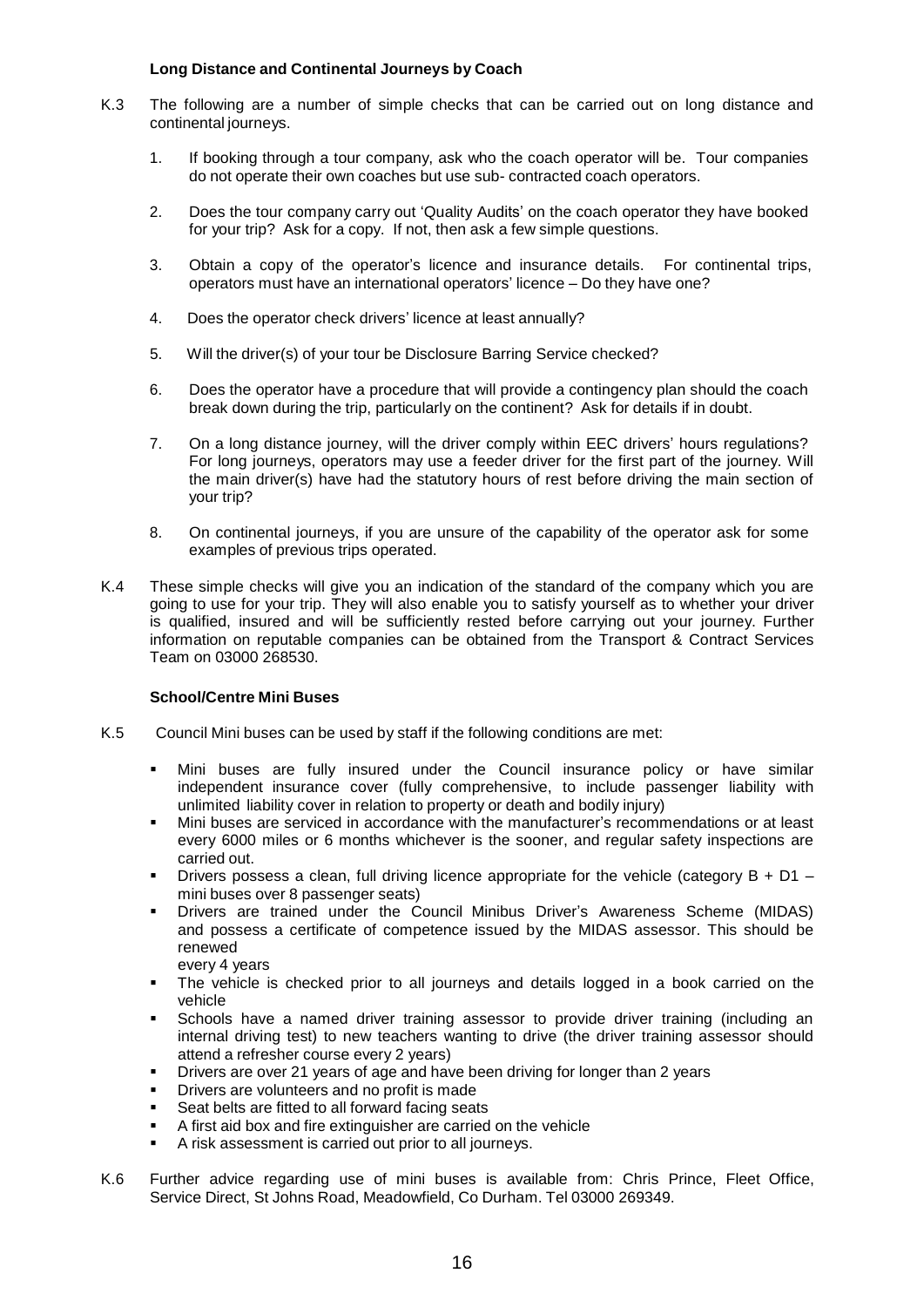### Long Distance and Continental Journeys by Coach

K.3 The following are a number of simple checks that can be carried out on long distance and continental journeys.

1. If booking through a tour company, ask who the coach operator will be. Tour companies do not operate their own coaches but use sub- contracted coach operators.

2. Does the tour company carry out 'Quality Audits' on the coach operator they have booked for your trip? Ask for a copy. If not, then ask a few simple questions.

3. Obtain a copy of the operator's licence and insurance details. For continental trips, operators must have an international operators' licence – Do they have one?

4. Does the operator check drivers' licence at least annually?

5. Will the driver(s) of your tour be Disclosure Barring Service checked?

6. Does the operator have a procedure that will provide a contingency plan should the coach break down during the trip, particularly on the continent? Ask for details if in doubt.

7. On a long distance journey, will the driver comply within EEC drivers' hours regulations? For long journeys, operators may use a feeder driver for the first part of the journey. Will the main driver(s) have had the statutory hours of rest before driving the main section of your trip?

8. On continental journeys, if you are unsure of the capability of the operator ask for some examples of previous trips operated.

K.4 These simple checks will give you an indication of the standard of the company which you are going to use for your trip. They will also enable you to satisfy yourself as to whether your driver is qualified, insured and will be sufficiently rested before carrying out your journey. Further information on reputable companies can be obtained from the Transport & Contract Services Team on 03000 268530.

### School/Centre Mini Buses

K.5 Council Mini buses can be used by staff if the following conditions are met:

- Mini buses are fully insured under the Council insurance policy or have similar independent insurance cover (fully comprehensive, to include passenger liability with unlimited liability cover in relation to property or death and bodily injury)
- Mini buses are serviced in accordance with the manufacturer's recommendations or at least every 6000 miles or 6 months whichever is the sooner, and regular safety inspections are carried out.
- Drivers possess a clean, full driving licence appropriate for the vehicle (category B + D1 – mini buses over 8 passenger seats)
- Drivers are trained under the Council Minibus Driver's Awareness Scheme (MIDAS) and possess a certificate of competence issued by the MIDAS assessor. This should be renewed every 4 years
- The vehicle is checked prior to all journeys and details logged in a book carried on the vehicle
- Schools have a named driver training assessor to provide driver training (including an internal driving test) to new teachers wanting to drive (the driver training assessor should attend a refresher course every 2 years)
- Drivers are over 21 years of age and have been driving for longer than 2 years
- Drivers are volunteers and no profit is made
- Seat belts are fitted to all forward facing seats
- A first aid box and fire extinguisher are carried on the vehicle
- A risk assessment is carried out prior to all journeys.

K.6 Further advice regarding use of mini buses is available from: Chris Prince, Fleet Office, Service Direct, St Johns Road, Meadowfield, Co Durham. Tel 03000 269349.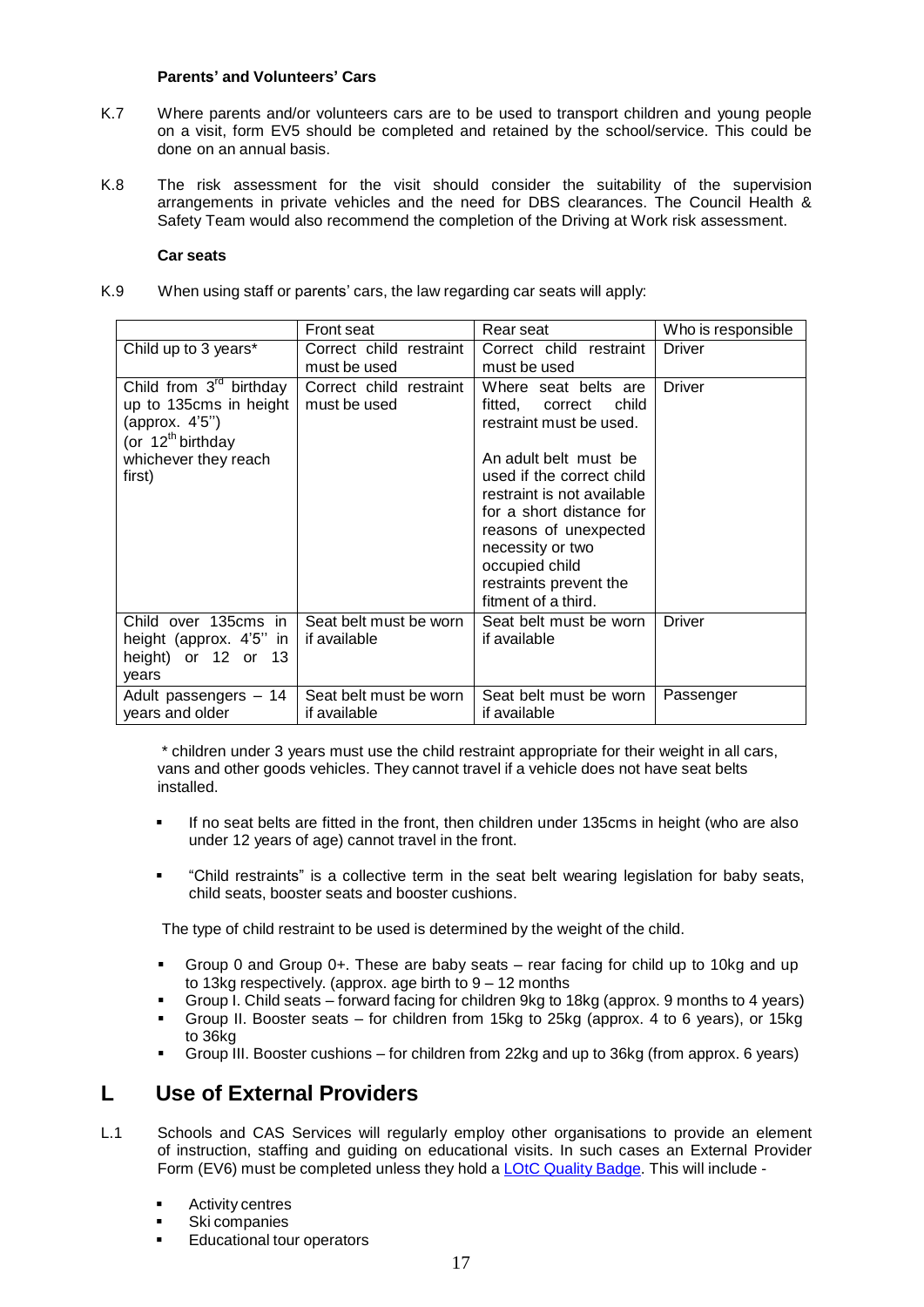**Parents' and Volunteers' Cars**

K.7 Where parents and/or volunteers cars are to be used to transport children and young people on a visit, form EV5 should be completed and retained by the school/service. This could be done on an annual basis.

K.8 The risk assessment for the visit should consider the suitability of the supervision arrangements in private vehicles and the need for DBS clearances. The Council Health & Safety Team would also recommend the completion of the Driving at Work risk assessment.

**Car seats**

K.9 When using staff or parents' cars, the law regarding car seats will apply:

| | Front seat | Rear seat | Who is responsible |
|---|---|---|---|
| Child up to 3 years* | Correct child restraint must be used | Correct child restraint must be used | Driver |
| Child from 3rd birthday up to 135cms in height (approx. 4'5") (or 12th birthday whichever they reach first) | Correct child restraint must be used | Where seat belts are fitted, correct child restraint must be used.<br><br>An adult belt must be used if the correct child restraint is not available for a short distance for reasons of unexpected necessity or two occupied child restraints prevent the fitment of a third. | Driver |
| Child over 135cms in height (approx. 4'5" in height) or 12 or 13 years | Seat belt must be worn if available | Seat belt must be worn if available | Driver |
| Adult passengers – 14 years and older | Seat belt must be worn if available | Seat belt must be worn if available | Passenger |

\* children under 3 years must use the child restraint appropriate for their weight in all cars, vans and other goods vehicles. They cannot travel if a vehicle does not have seat belts installed.

- If no seat belts are fitted in the front, then children under 135cms in height (who are also under 12 years of age) cannot travel in the front.
- "Child restraints" is a collective term in the seat belt wearing legislation for baby seats, child seats, booster seats and booster cushions.

The type of child restraint to be used is determined by the weight of the child.

- Group 0 and Group 0+. These are baby seats – rear facing for child up to 10kg and up to 13kg respectively. (approx. age birth to 9 – 12 months
- Group I. Child seats – forward facing for children 9kg to 18kg (approx. 9 months to 4 years)
- Group II. Booster seats – for children from 15kg to 25kg (approx. 4 to 6 years), or 15kg to 36kg
- Group III. Booster cushions – for children from 22kg and up to 36kg (from approx. 6 years)

## L Use of External Providers

L.1 Schools and CAS Services will regularly employ other organisations to provide an element of instruction, staffing and guiding on educational visits. In such cases an External Provider Form (EV6) must be completed unless they hold a LOtC Quality Badge. This will include -

- Activity centres
- Ski companies
- Educational tour operators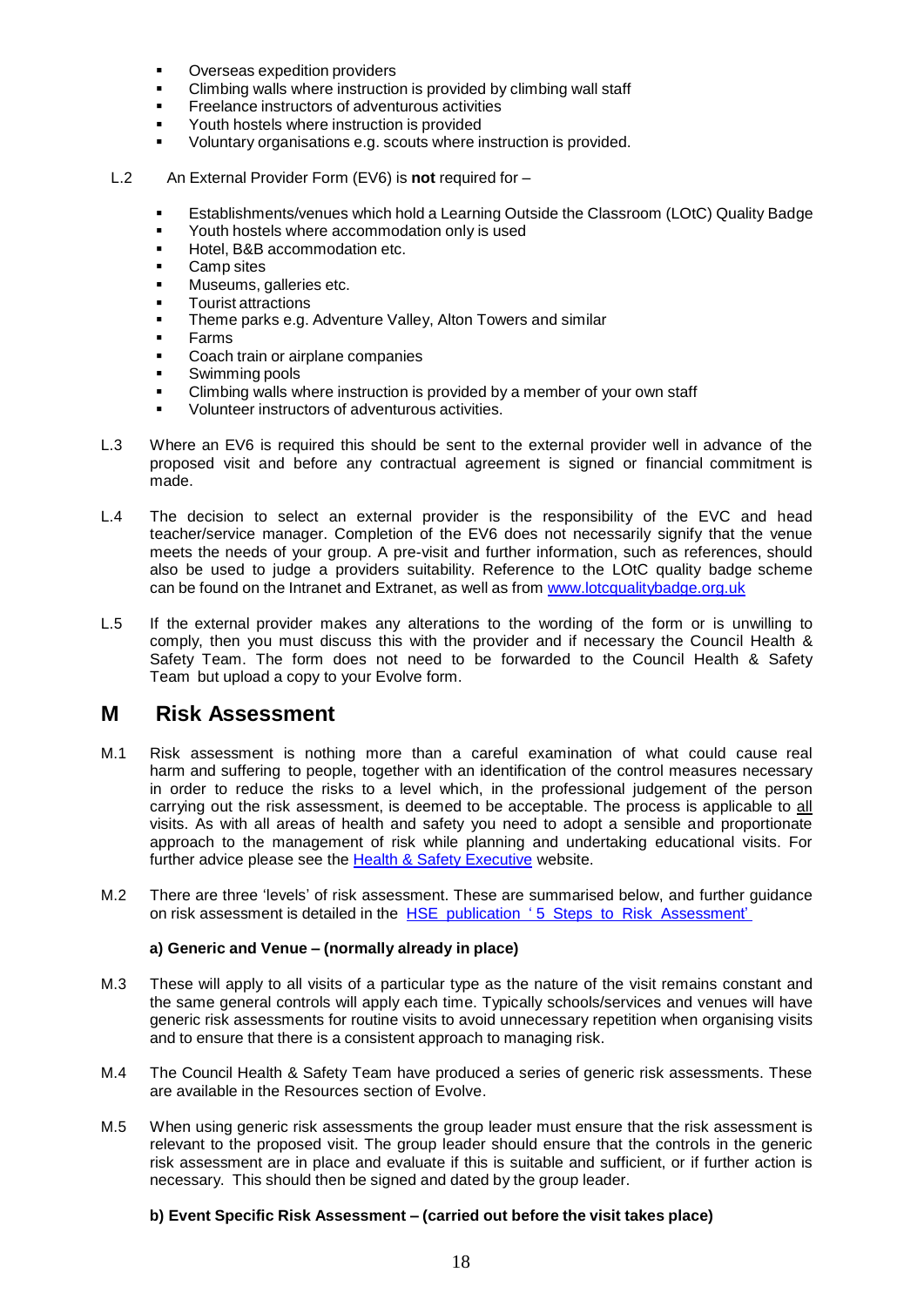- Overseas expedition providers
- Climbing walls where instruction is provided by climbing wall staff
- Freelance instructors of adventurous activities
- Youth hostels where instruction is provided
- Voluntary organisations e.g. scouts where instruction is provided.

L.2 An External Provider Form (EV6) is **not** required for –

- Establishments/venues which hold a Learning Outside the Classroom (LOtC) Quality Badge
- Youth hostels where accommodation only is used
- Hotel, B&B accommodation etc.
- Camp sites
- Museums, galleries etc.
- Tourist attractions
- Theme parks e.g. Adventure Valley, Alton Towers and similar
- Farms
- Coach train or airplane companies
- Swimming pools
- Climbing walls where instruction is provided by a member of your own staff
- Volunteer instructors of adventurous activities.

L.3 Where an EV6 is required this should be sent to the external provider well in advance of the proposed visit and before any contractual agreement is signed or financial commitment is made.

L.4 The decision to select an external provider is the responsibility of the EVC and head teacher/service manager. Completion of the EV6 does not necessarily signify that the venue meets the needs of your group. A pre-visit and further information, such as references, should also be used to judge a providers suitability. Reference to the LOtC quality badge scheme can be found on the Intranet and Extranet, as well as from [www.lotcqualitybadge.org.uk](www.lotcqualitybadge.org.uk)

L.5 If the external provider makes any alterations to the wording of the form or is unwilling to comply, then you must discuss this with the provider and if necessary the Council Health & Safety Team. The form does not need to be forwarded to the Council Health & Safety Team but upload a copy to your Evolve form.

## M Risk Assessment

M.1 Risk assessment is nothing more than a careful examination of what could cause real harm and suffering to people, together with an identification of the control measures necessary in order to reduce the risks to a level which, in the professional judgement of the person carrying out the risk assessment, is deemed to be acceptable. The process is applicable to all visits. As with all areas of health and safety you need to adopt a sensible and proportionate approach to the management of risk while planning and undertaking educational visits. For further advice please see the Health & Safety Executive website.

M.2 There are three 'levels' of risk assessment. These are summarised below, and further guidance on risk assessment is detailed in the HSE publication '5 Steps to Risk Assessment'

**a) Generic and Venue – (normally already in place)**

M.3 These will apply to all visits of a particular type as the nature of the visit remains constant and the same general controls will apply each time. Typically schools/services and venues will have generic risk assessments for routine visits to avoid unnecessary repetition when organising visits and to ensure that there is a consistent approach to managing risk.

M.4 The Council Health & Safety Team have produced a series of generic risk assessments. These are available in the Resources section of Evolve.

M.5 When using generic risk assessments the group leader must ensure that the risk assessment is relevant to the proposed visit. The group leader should ensure that the controls in the generic risk assessment are in place and evaluate if this is suitable and sufficient, or if further action is necessary. This should then be signed and dated by the group leader.

**b) Event Specific Risk Assessment – (carried out before the visit takes place)**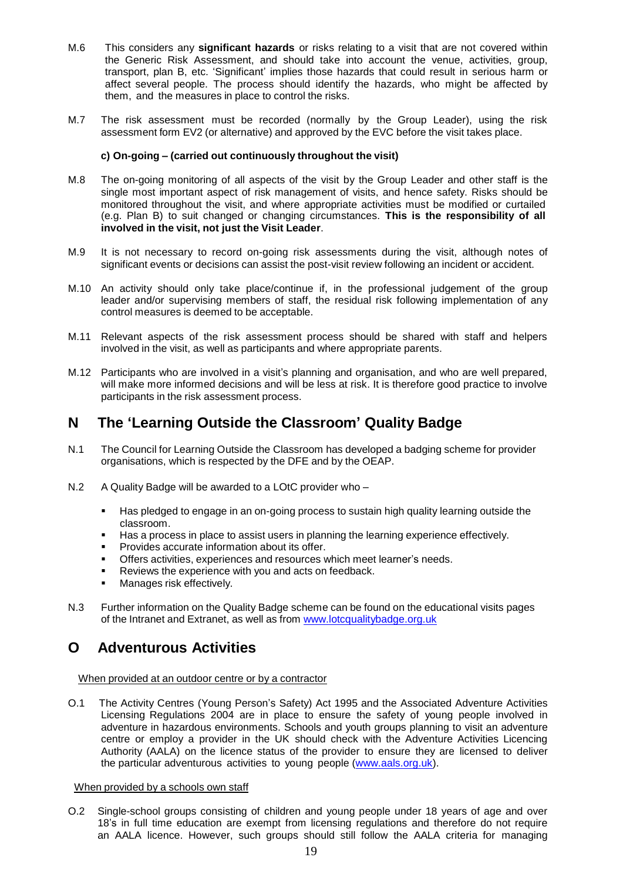M.6 This considers any **significant hazards** or risks relating to a visit that are not covered within the Generic Risk Assessment, and should take into account the venue, activities, group, transport, plan B, etc. 'Significant' implies those hazards that could result in serious harm or affect several people. The process should identify the hazards, who might be affected by them, and the measures in place to control the risks.

M.7 The risk assessment must be recorded (normally by the Group Leader), using the risk assessment form EV2 (or alternative) and approved by the EVC before the visit takes place.

**c) On-going – (carried out continuously throughout the visit)**

M.8 The on-going monitoring of all aspects of the visit by the Group Leader and other staff is the single most important aspect of risk management of visits, and hence safety. Risks should be monitored throughout the visit, and where appropriate activities must be modified or curtailed (e.g. Plan B) to suit changed or changing circumstances. **This is the responsibility of all involved in the visit, not just the Visit Leader**.

M.9 It is not necessary to record on-going risk assessments during the visit, although notes of significant events or decisions can assist the post-visit review following an incident or accident.

M.10 An activity should only take place/continue if, in the professional judgement of the group leader and/or supervising members of staff, the residual risk following implementation of any control measures is deemed to be acceptable.

M.11 Relevant aspects of the risk assessment process should be shared with staff and helpers involved in the visit, as well as participants and where appropriate parents.

M.12 Participants who are involved in a visit's planning and organisation, and who are well prepared, will make more informed decisions and will be less at risk. It is therefore good practice to involve participants in the risk assessment process.

## N The 'Learning Outside the Classroom' Quality Badge

N.1 The Council for Learning Outside the Classroom has developed a badging scheme for provider organisations, which is respected by the DFE and by the OEAP.

N.2 A Quality Badge will be awarded to a LOtC provider who –

- Has pledged to engage in an on-going process to sustain high quality learning outside the classroom.
- Has a process in place to assist users in planning the learning experience effectively.
- Provides accurate information about its offer.
- Offers activities, experiences and resources which meet learner's needs.
- Reviews the experience with you and acts on feedback.
- Manages risk effectively.

N.3 Further information on the Quality Badge scheme can be found on the educational visits pages of the Intranet and Extranet, as well as from www.lotcqualitybadge.org.uk

## O Adventurous Activities

When provided at an outdoor centre or by a contractor

O.1 The Activity Centres (Young Person's Safety) Act 1995 and the Associated Adventure Activities Licensing Regulations 2004 are in place to ensure the safety of young people involved in adventure in hazardous environments. Schools and youth groups planning to visit an adventure centre or employ a provider in the UK should check with the Adventure Activities Licencing Authority (AALA) on the licence status of the provider to ensure they are licensed to deliver the particular adventurous activities to young people (www.aals.org.uk).

When provided by a schools own staff

O.2 Single-school groups consisting of children and young people under 18 years of age and over 18's in full time education are exempt from licensing regulations and therefore do not require an AALA licence. However, such groups should still follow the AALA criteria for managing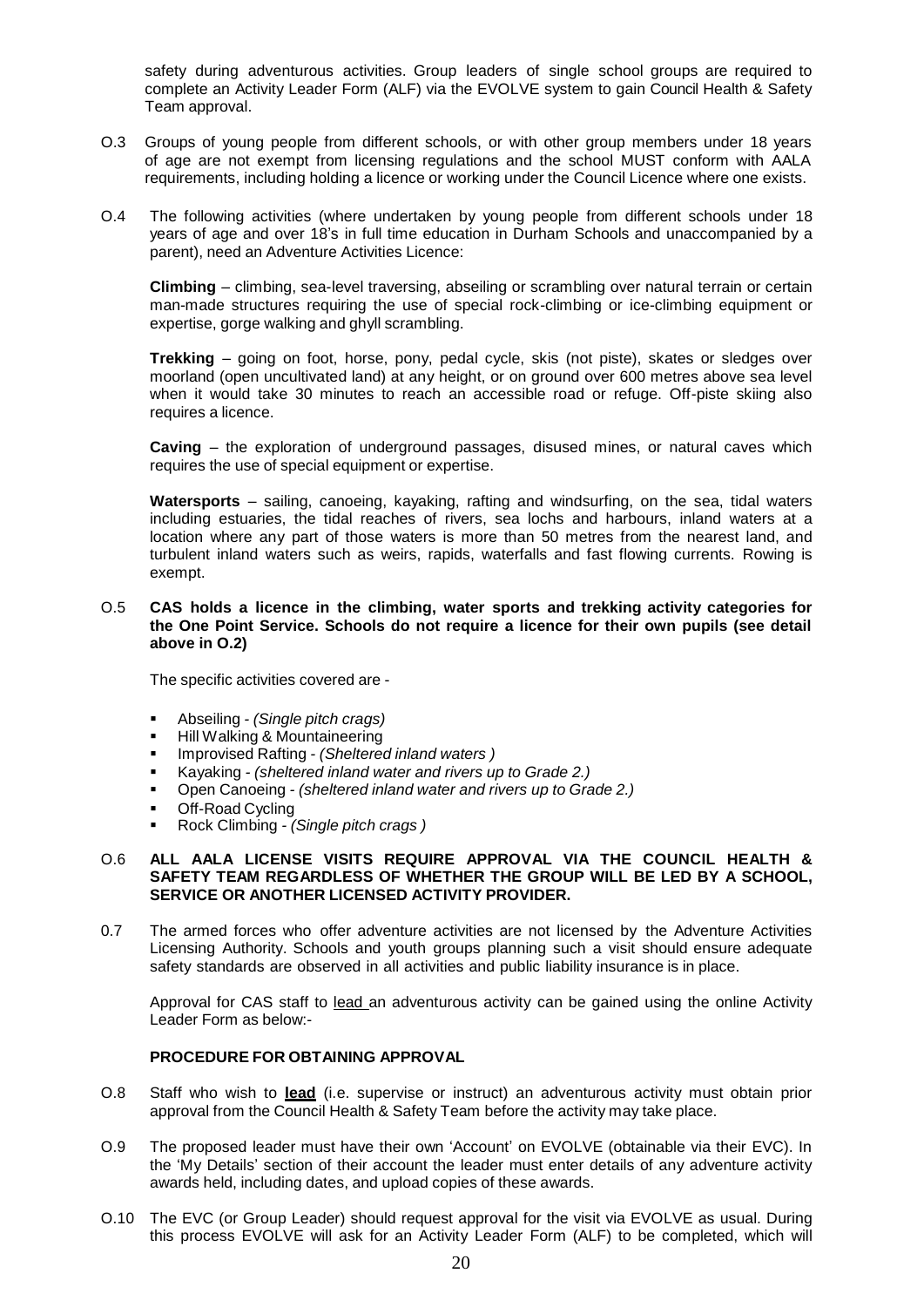safety during adventurous activities. Group leaders of single school groups are required to complete an Activity Leader Form (ALF) via the EVOLVE system to gain Council Health & Safety Team approval.

O.3 Groups of young people from different schools, or with other group members under 18 years of age are not exempt from licensing regulations and the school MUST conform with AALA requirements, including holding a licence or working under the Council Licence where one exists.

O.4 The following activities (where undertaken by young people from different schools under 18 years of age and over 18's in full time education in Durham Schools and unaccompanied by a parent), need an Adventure Activities Licence:

**Climbing** – climbing, sea-level traversing, abseiling or scrambling over natural terrain or certain man-made structures requiring the use of special rock-climbing or ice-climbing equipment or expertise, gorge walking and ghyll scrambling.

**Trekking** – going on foot, horse, pony, pedal cycle, skis (not piste), skates or sledges over moorland (open uncultivated land) at any height, or on ground over 600 metres above sea level when it would take 30 minutes to reach an accessible road or refuge. Off-piste skiing also requires a licence.

**Caving** – the exploration of underground passages, disused mines, or natural caves which requires the use of special equipment or expertise.

**Watersports** – sailing, canoeing, kayaking, rafting and windsurfing, on the sea, tidal waters including estuaries, the tidal reaches of rivers, sea lochs and harbours, inland waters at a location where any part of those waters is more than 50 metres from the nearest land, and turbulent inland waters such as weirs, rapids, waterfalls and fast flowing currents. Rowing is exempt.

O.5 **CAS holds a licence in the climbing, water sports and trekking activity categories for the One Point Service. Schools do not require a licence for their own pupils (see detail above in O.2)**

The specific activities covered are -

- Abseiling - *(Single pitch crags)*
- Hill Walking & Mountaineering
- Improvised Rafting - *(Sheltered inland waters )*
- Kayaking - *(sheltered inland water and rivers up to Grade 2.)*
- Open Canoeing - *(sheltered inland water and rivers up to Grade 2.)*
- Off-Road Cycling
- Rock Climbing - *(Single pitch crags )*

O.6 **ALL AALA LICENSE VISITS REQUIRE APPROVAL VIA THE COUNCIL HEALTH & SAFETY TEAM REGARDLESS OF WHETHER THE GROUP WILL BE LED BY A SCHOOL, SERVICE OR ANOTHER LICENSED ACTIVITY PROVIDER.**

0.7 The armed forces who offer adventure activities are not licensed by the Adventure Activities Licensing Authority. Schools and youth groups planning such a visit should ensure adequate safety standards are observed in all activities and public liability insurance is in place.

Approval for CAS staff to lead an adventurous activity can be gained using the online Activity Leader Form as below:-

**PROCEDURE FOR OBTAINING APPROVAL**

O.8 Staff who wish to **lead** (i.e. supervise or instruct) an adventurous activity must obtain prior approval from the Council Health & Safety Team before the activity may take place.

O.9 The proposed leader must have their own 'Account' on EVOLVE (obtainable via their EVC). In the 'My Details' section of their account the leader must enter details of any adventure activity awards held, including dates, and upload copies of these awards.

O.10 The EVC (or Group Leader) should request approval for the visit via EVOLVE as usual. During this process EVOLVE will ask for an Activity Leader Form (ALF) to be completed, which will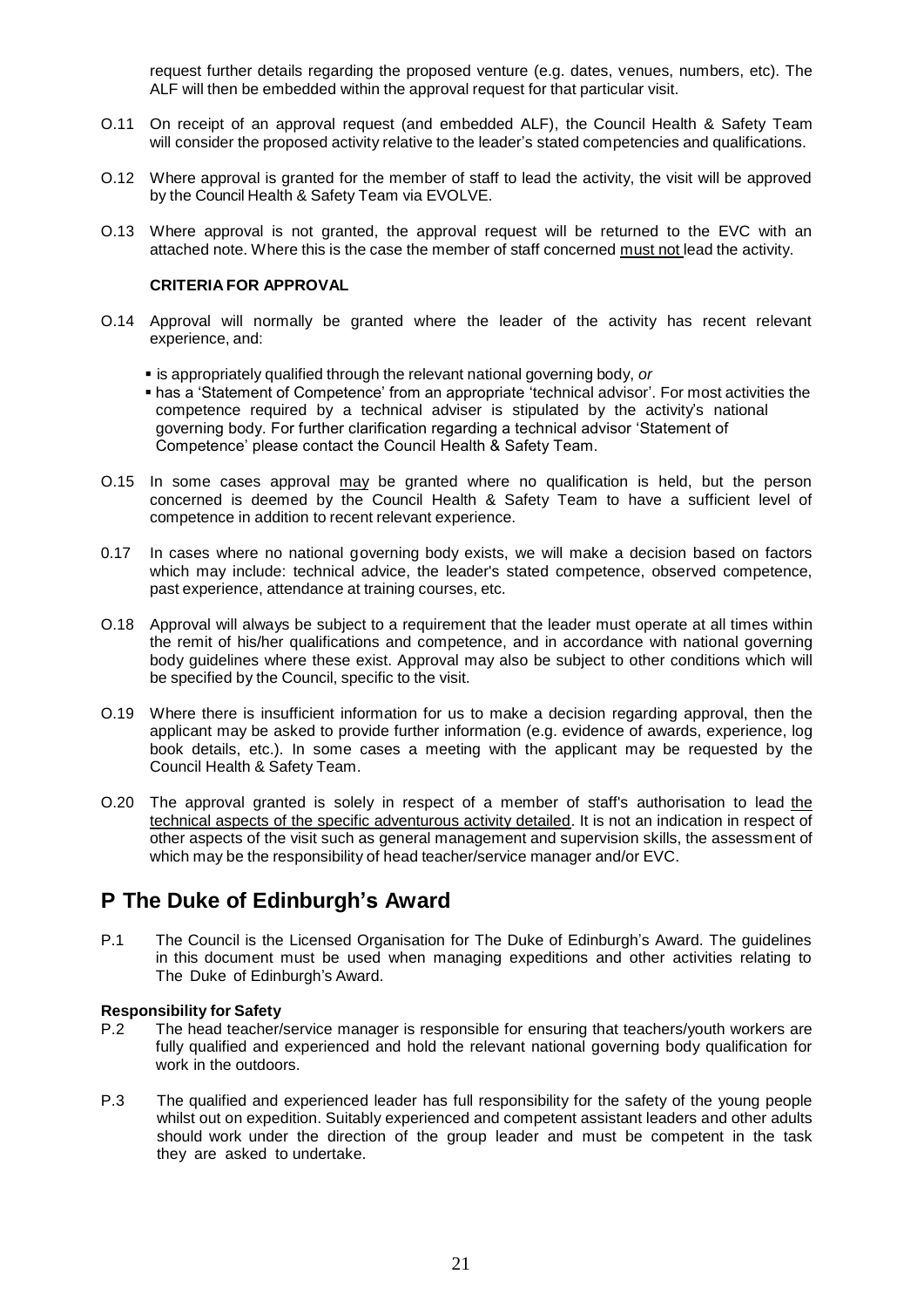request further details regarding the proposed venture (e.g. dates, venues, numbers, etc). The ALF will then be embedded within the approval request for that particular visit.

O.11 On receipt of an approval request (and embedded ALF), the Council Health & Safety Team will consider the proposed activity relative to the leader's stated competencies and qualifications.

O.12 Where approval is granted for the member of staff to lead the activity, the visit will be approved by the Council Health & Safety Team via EVOLVE.

O.13 Where approval is not granted, the approval request will be returned to the EVC with an attached note. Where this is the case the member of staff concerned must not lead the activity.

**CRITERIA FOR APPROVAL**

O.14 Approval will normally be granted where the leader of the activity has recent relevant experience, and:

- is appropriately qualified through the relevant national governing body, *or*
- has a 'Statement of Competence' from an appropriate 'technical advisor'. For most activities the competence required by a technical adviser is stipulated by the activity's national governing body. For further clarification regarding a technical advisor 'Statement of Competence' please contact the Council Health & Safety Team.

O.15 In some cases approval may be granted where no qualification is held, but the person concerned is deemed by the Council Health & Safety Team to have a sufficient level of competence in addition to recent relevant experience.

0.17 In cases where no national governing body exists, we will make a decision based on factors which may include: technical advice, the leader's stated competence, observed competence, past experience, attendance at training courses, etc.

O.18 Approval will always be subject to a requirement that the leader must operate at all times within the remit of his/her qualifications and competence, and in accordance with national governing body guidelines where these exist. Approval may also be subject to other conditions which will be specified by the Council, specific to the visit.

O.19 Where there is insufficient information for us to make a decision regarding approval, then the applicant may be asked to provide further information (e.g. evidence of awards, experience, log book details, etc.). In some cases a meeting with the applicant may be requested by the Council Health & Safety Team.

O.20 The approval granted is solely in respect of a member of staff's authorisation to lead the technical aspects of the specific adventurous activity detailed. It is not an indication in respect of other aspects of the visit such as general management and supervision skills, the assessment of which may be the responsibility of head teacher/service manager and/or EVC.

## P The Duke of Edinburgh's Award

P.1 The Council is the Licensed Organisation for The Duke of Edinburgh's Award. The guidelines in this document must be used when managing expeditions and other activities relating to The Duke of Edinburgh's Award.

**Responsibility for Safety**

P.2 The head teacher/service manager is responsible for ensuring that teachers/youth workers are fully qualified and experienced and hold the relevant national governing body qualification for work in the outdoors.

P.3 The qualified and experienced leader has full responsibility for the safety of the young people whilst out on expedition. Suitably experienced and competent assistant leaders and other adults should work under the direction of the group leader and must be competent in the task they are asked to undertake.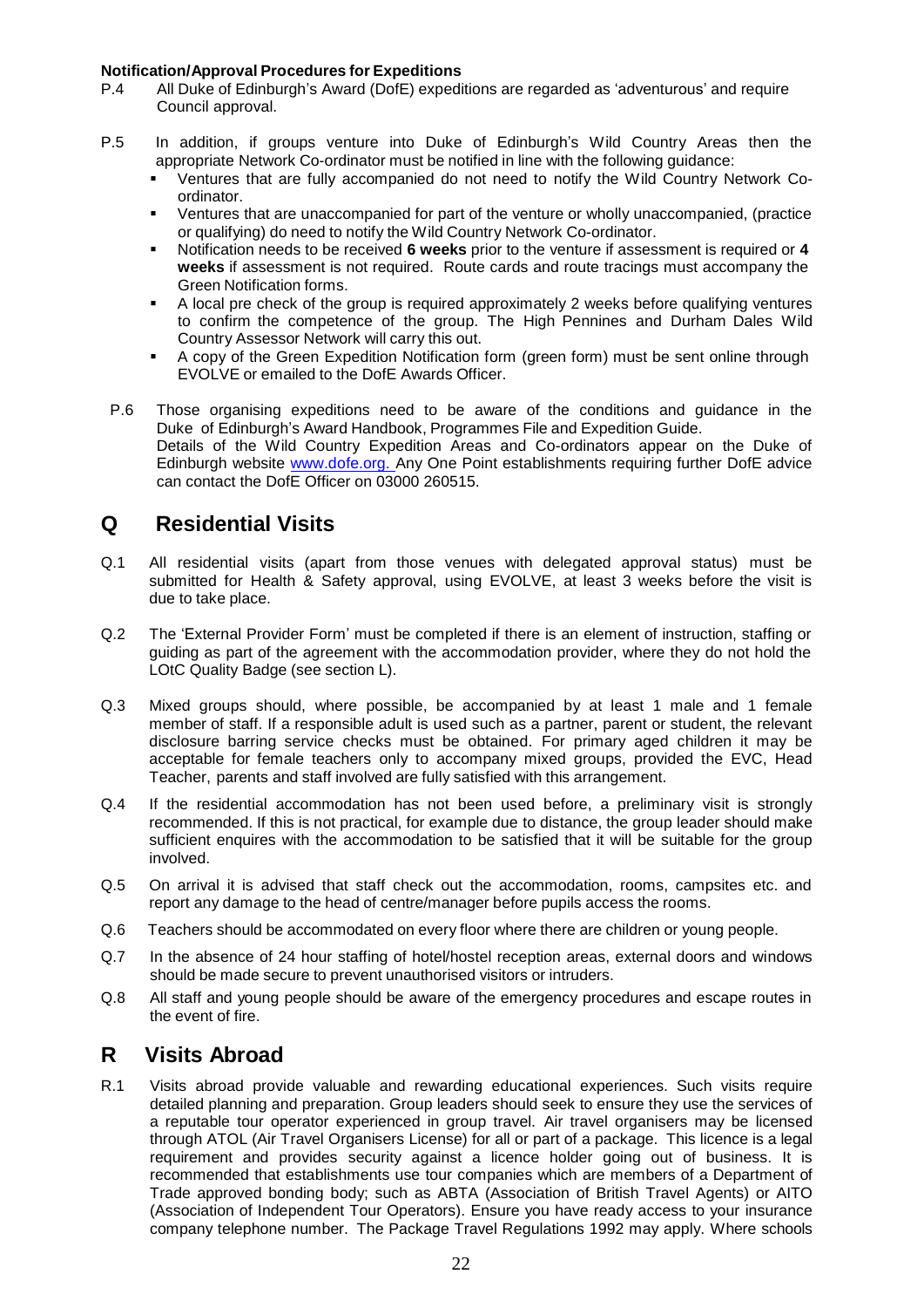**Notification/Approval Procedures for Expeditions**

P.4 All Duke of Edinburgh's Award (DofE) expeditions are regarded as 'adventurous' and require Council approval.

P.5 In addition, if groups venture into Duke of Edinburgh's Wild Country Areas then the appropriate Network Co-ordinator must be notified in line with the following guidance:

- Ventures that are fully accompanied do not need to notify the Wild Country Network Co-ordinator.
- Ventures that are unaccompanied for part of the venture or wholly unaccompanied, (practice or qualifying) do need to notify the Wild Country Network Co-ordinator.
- Notification needs to be received **6 weeks** prior to the venture if assessment is required or **4 weeks** if assessment is not required. Route cards and route tracings must accompany the Green Notification forms.
- A local pre check of the group is required approximately 2 weeks before qualifying ventures to confirm the competence of the group. The High Pennines and Durham Dales Wild Country Assessor Network will carry this out.
- A copy of the Green Expedition Notification form (green form) must be sent online through EVOLVE or emailed to the DofE Awards Officer.

P.6 Those organising expeditions need to be aware of the conditions and guidance in the Duke of Edinburgh's Award Handbook, Programmes File and Expedition Guide. Details of the Wild Country Expedition Areas and Co-ordinators appear on the Duke of Edinburgh website www.dofe.org. Any One Point establishments requiring further DofE advice can contact the DofE Officer on 03000 260515.

## Q Residential Visits

Q.1 All residential visits (apart from those venues with delegated approval status) must be submitted for Health & Safety approval, using EVOLVE, at least 3 weeks before the visit is due to take place.

Q.2 The 'External Provider Form' must be completed if there is an element of instruction, staffing or guiding as part of the agreement with the accommodation provider, where they do not hold the LOtC Quality Badge (see section L).

Q.3 Mixed groups should, where possible, be accompanied by at least 1 male and 1 female member of staff. If a responsible adult is used such as a partner, parent or student, the relevant disclosure barring service checks must be obtained. For primary aged children it may be acceptable for female teachers only to accompany mixed groups, provided the EVC, Head Teacher, parents and staff involved are fully satisfied with this arrangement.

Q.4 If the residential accommodation has not been used before, a preliminary visit is strongly recommended. If this is not practical, for example due to distance, the group leader should make sufficient enquires with the accommodation to be satisfied that it will be suitable for the group involved.

Q.5 On arrival it is advised that staff check out the accommodation, rooms, campsites etc. and report any damage to the head of centre/manager before pupils access the rooms.

Q.6 Teachers should be accommodated on every floor where there are children or young people.

Q.7 In the absence of 24 hour staffing of hotel/hostel reception areas, external doors and windows should be made secure to prevent unauthorised visitors or intruders.

Q.8 All staff and young people should be aware of the emergency procedures and escape routes in the event of fire.

## R Visits Abroad

R.1 Visits abroad provide valuable and rewarding educational experiences. Such visits require detailed planning and preparation. Group leaders should seek to ensure they use the services of a reputable tour operator experienced in group travel. Air travel organisers may be licensed through ATOL (Air Travel Organisers License) for all or part of a package. This licence is a legal requirement and provides security against a licence holder going out of business. It is recommended that establishments use tour companies which are members of a Department of Trade approved bonding body; such as ABTA (Association of British Travel Agents) or AITO (Association of Independent Tour Operators). Ensure you have ready access to your insurance company telephone number. The Package Travel Regulations 1992 may apply. Where schools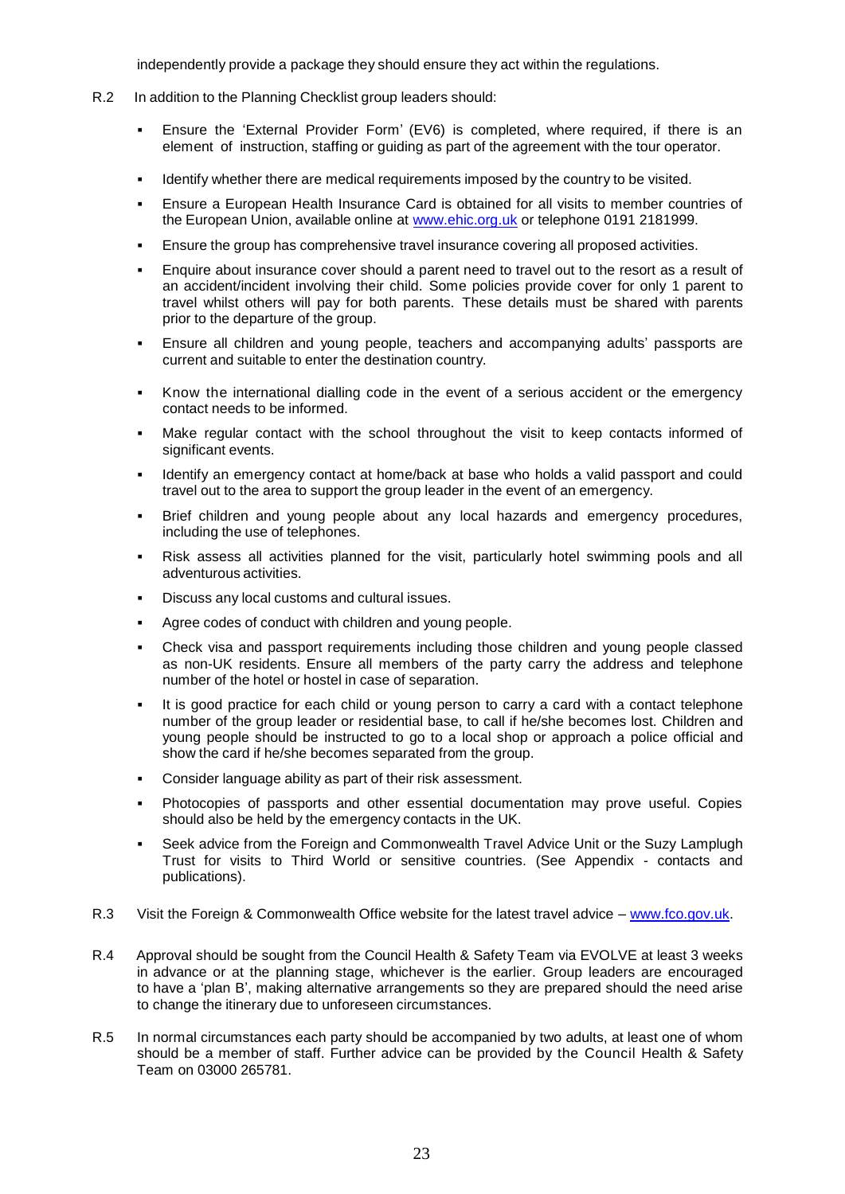independently provide a package they should ensure they act within the regulations.

R.2 In addition to the Planning Checklist group leaders should:

- Ensure the 'External Provider Form' (EV6) is completed, where required, if there is an element of instruction, staffing or guiding as part of the agreement with the tour operator.
- Identify whether there are medical requirements imposed by the country to be visited.
- Ensure a European Health Insurance Card is obtained for all visits to member countries of the European Union, available online at [www.ehic.org.uk](http://www.ehic.org.uk) or telephone 0191 2181999.
- Ensure the group has comprehensive travel insurance covering all proposed activities.
- Enquire about insurance cover should a parent need to travel out to the resort as a result of an accident/incident involving their child. Some policies provide cover for only 1 parent to travel whilst others will pay for both parents. These details must be shared with parents prior to the departure of the group.
- Ensure all children and young people, teachers and accompanying adults' passports are current and suitable to enter the destination country.
- Know the international dialling code in the event of a serious accident or the emergency contact needs to be informed.
- Make regular contact with the school throughout the visit to keep contacts informed of significant events.
- Identify an emergency contact at home/back at base who holds a valid passport and could travel out to the area to support the group leader in the event of an emergency.
- Brief children and young people about any local hazards and emergency procedures, including the use of telephones.
- Risk assess all activities planned for the visit, particularly hotel swimming pools and all adventurous activities.
- Discuss any local customs and cultural issues.
- Agree codes of conduct with children and young people.
- Check visa and passport requirements including those children and young people classed as non-UK residents. Ensure all members of the party carry the address and telephone number of the hotel or hostel in case of separation.
- It is good practice for each child or young person to carry a card with a contact telephone number of the group leader or residential base, to call if he/she becomes lost. Children and young people should be instructed to go to a local shop or approach a police official and show the card if he/she becomes separated from the group.
- Consider language ability as part of their risk assessment.
- Photocopies of passports and other essential documentation may prove useful. Copies should also be held by the emergency contacts in the UK.
- Seek advice from the Foreign and Commonwealth Travel Advice Unit or the Suzy Lamplugh Trust for visits to Third World or sensitive countries. (See Appendix - contacts and publications).

R.3 Visit the Foreign & Commonwealth Office website for the latest travel advice – [www.fco.gov.uk](http://www.fco.gov.uk).

R.4 Approval should be sought from the Council Health & Safety Team via EVOLVE at least 3 weeks in advance or at the planning stage, whichever is the earlier. Group leaders are encouraged to have a 'plan B', making alternative arrangements so they are prepared should the need arise to change the itinerary due to unforeseen circumstances.

R.5 In normal circumstances each party should be accompanied by two adults, at least one of whom should be a member of staff. Further advice can be provided by the Council Health & Safety Team on 03000 265781.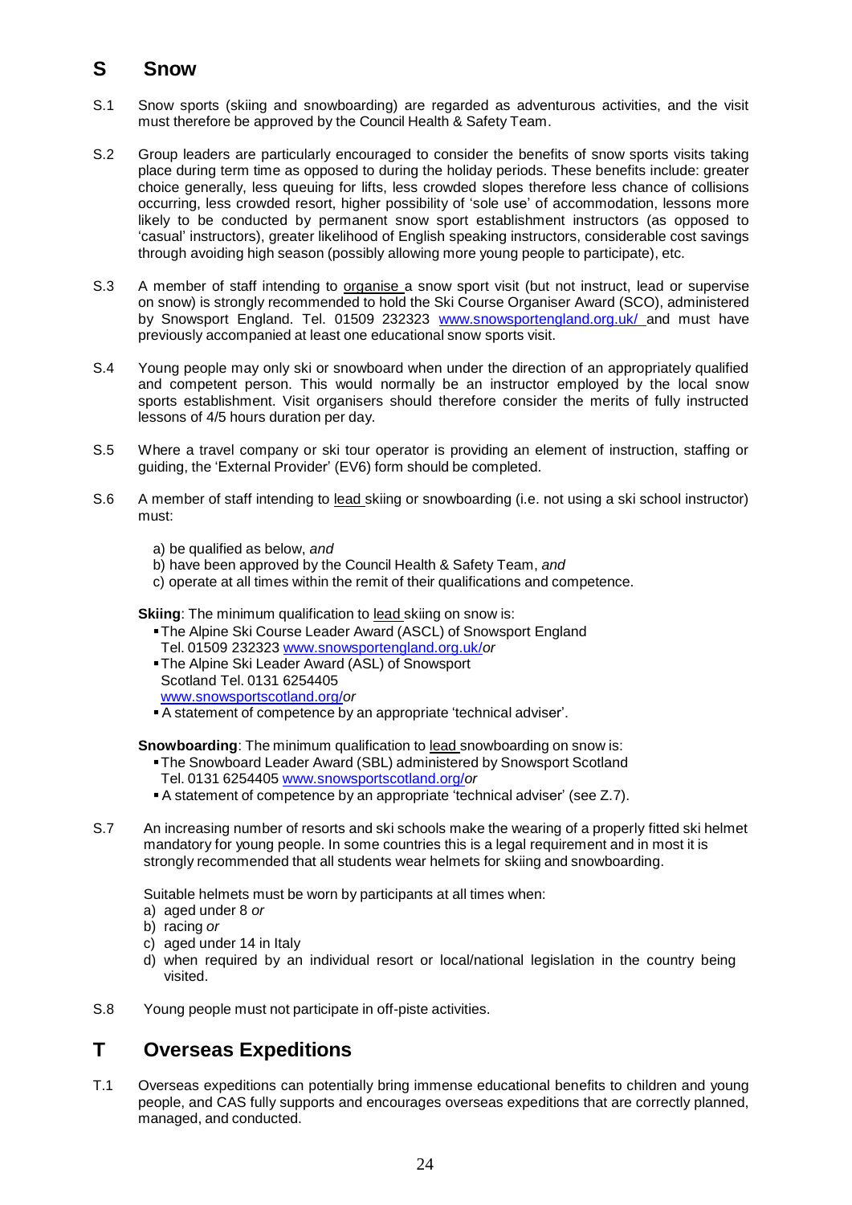## S Snow

S.1 Snow sports (skiing and snowboarding) are regarded as adventurous activities, and the visit must therefore be approved by the Council Health & Safety Team.

S.2 Group leaders are particularly encouraged to consider the benefits of snow sports visits taking place during term time as opposed to during the holiday periods. These benefits include: greater choice generally, less queuing for lifts, less crowded slopes therefore less chance of collisions occurring, less crowded resort, higher possibility of 'sole use' of accommodation, lessons more likely to be conducted by permanent snow sport establishment instructors (as opposed to 'casual' instructors), greater likelihood of English speaking instructors, considerable cost savings through avoiding high season (possibly allowing more young people to participate), etc.

S.3 A member of staff intending to <u>organise</u> a snow sport visit (but not instruct, lead or supervise on snow) is strongly recommended to hold the Ski Course Organiser Award (SCO), administered by Snowsport England. Tel. 01509 232323 [www.snowsportengland.org.uk/](http://www.snowsportengland.org.uk/) and must have previously accompanied at least one educational snow sports visit.

S.4 Young people may only ski or snowboard when under the direction of an appropriately qualified and competent person. This would normally be an instructor employed by the local snow sports establishment. Visit organisers should therefore consider the merits of fully instructed lessons of 4/5 hours duration per day.

S.5 Where a travel company or ski tour operator is providing an element of instruction, staffing or guiding, the 'External Provider' (EV6) form should be completed.

S.6 A member of staff intending to <u>lead</u> skiing or snowboarding (i.e. not using a ski school instructor) must:

a) be qualified as below, *and*
b) have been approved by the Council Health & Safety Team, *and*
c) operate at all times within the remit of their qualifications and competence.

**Skiing**: The minimum qualification to <u>lead</u> skiing on snow is:

- The Alpine Ski Course Leader Award (ASCL) of Snowsport England Tel. 01509 232323 [www.snowsportengland.org.uk/](http://www.snowsportengland.org.uk/) *or*
- The Alpine Ski Leader Award (ASL) of Snowsport Scotland Tel. 0131 6254405 [www.snowsportscotland.org/](http://www.snowsportscotland.org/) *or*
- A statement of competence by an appropriate 'technical adviser'.

**Snowboarding**: The minimum qualification to <u>lead</u> snowboarding on snow is:

- The Snowboard Leader Award (SBL) administered by Snowsport Scotland Tel. 0131 6254405 [www.snowsportscotland.org/](http://www.snowsportscotland.org/) *or*
- A statement of competence by an appropriate 'technical adviser' (see Z.7).

S.7 An increasing number of resorts and ski schools make the wearing of a properly fitted ski helmet mandatory for young people. In some countries this is a legal requirement and in most it is strongly recommended that all students wear helmets for skiing and snowboarding.

Suitable helmets must be worn by participants at all times when:

a) aged under 8 *or*
b) racing *or*
c) aged under 14 in Italy
d) when required by an individual resort or local/national legislation in the country being visited.

S.8 Young people must not participate in off-piste activities.

## T Overseas Expeditions

T.1 Overseas expeditions can potentially bring immense educational benefits to children and young people, and CAS fully supports and encourages overseas expeditions that are correctly planned, managed, and conducted.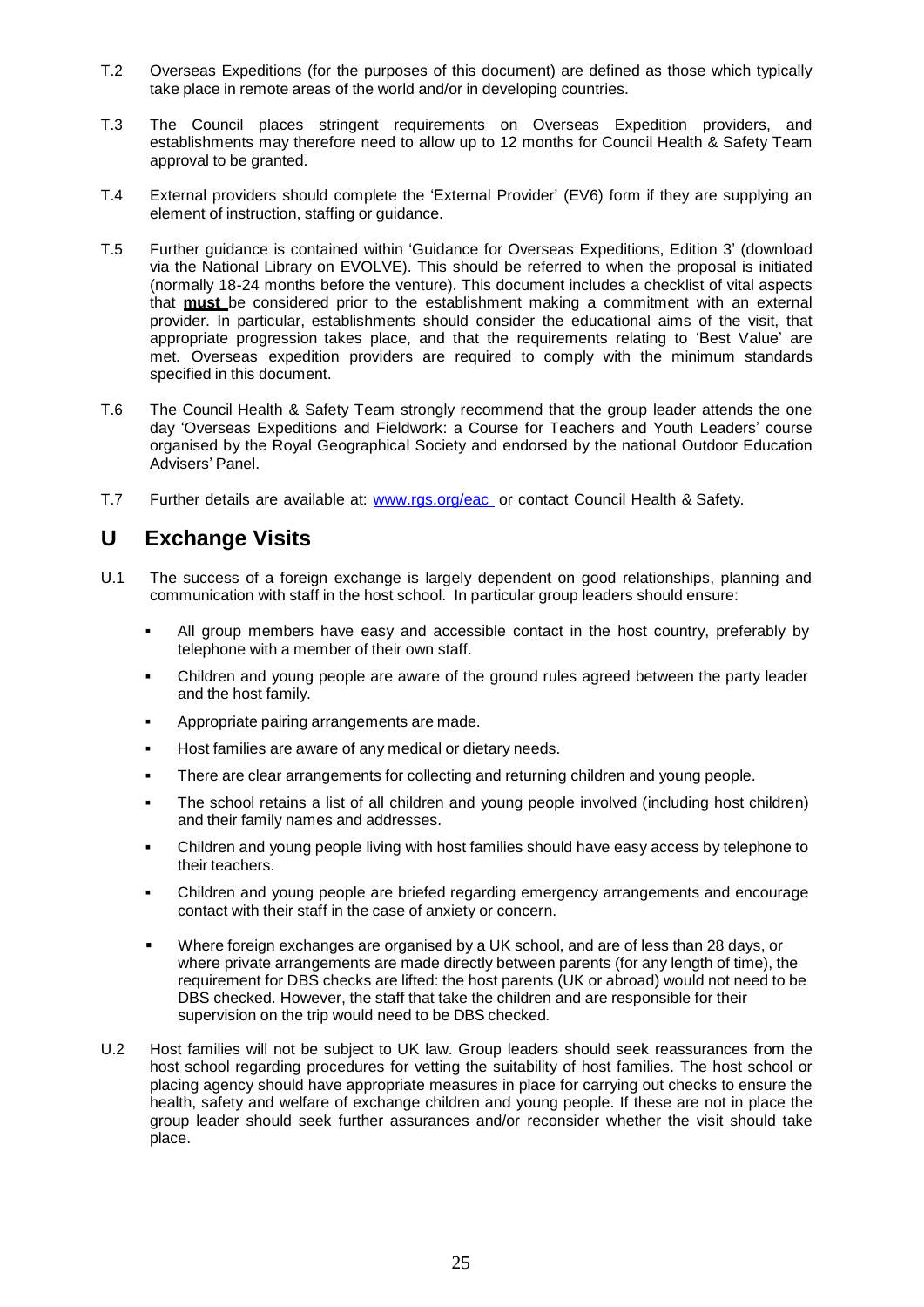T.2 Overseas Expeditions (for the purposes of this document) are defined as those which typically take place in remote areas of the world and/or in developing countries.

T.3 The Council places stringent requirements on Overseas Expedition providers, and establishments may therefore need to allow up to 12 months for Council Health & Safety Team approval to be granted.

T.4 External providers should complete the 'External Provider' (EV6) form if they are supplying an element of instruction, staffing or guidance.

T.5 Further guidance is contained within 'Guidance for Overseas Expeditions, Edition 3' (download via the National Library on EVOLVE). This should be referred to when the proposal is initiated (normally 18-24 months before the venture). This document includes a checklist of vital aspects that **must** be considered prior to the establishment making a commitment with an external provider. In particular, establishments should consider the educational aims of the visit, that appropriate progression takes place, and that the requirements relating to 'Best Value' are met. Overseas expedition providers are required to comply with the minimum standards specified in this document.

T.6 The Council Health & Safety Team strongly recommend that the group leader attends the one day 'Overseas Expeditions and Fieldwork: a Course for Teachers and Youth Leaders' course organised by the Royal Geographical Society and endorsed by the national Outdoor Education Advisers' Panel.

T.7 Further details are available at: [www.rgs.org/eac](http://www.rgs.org/eac) or contact Council Health & Safety.

## U Exchange Visits

U.1 The success of a foreign exchange is largely dependent on good relationships, planning and communication with staff in the host school. In particular group leaders should ensure:

- All group members have easy and accessible contact in the host country, preferably by telephone with a member of their own staff.
- Children and young people are aware of the ground rules agreed between the party leader and the host family.
- Appropriate pairing arrangements are made.
- Host families are aware of any medical or dietary needs.
- There are clear arrangements for collecting and returning children and young people.
- The school retains a list of all children and young people involved (including host children) and their family names and addresses.
- Children and young people living with host families should have easy access by telephone to their teachers.
- Children and young people are briefed regarding emergency arrangements and encourage contact with their staff in the case of anxiety or concern.
- Where foreign exchanges are organised by a UK school, and are of less than 28 days, or where private arrangements are made directly between parents (for any length of time), the requirement for DBS checks are lifted: the host parents (UK or abroad) would not need to be DBS checked. However, the staff that take the children and are responsible for their supervision on the trip would need to be DBS checked.

U.2 Host families will not be subject to UK law. Group leaders should seek reassurances from the host school regarding procedures for vetting the suitability of host families. The host school or placing agency should have appropriate measures in place for carrying out checks to ensure the health, safety and welfare of exchange children and young people. If these are not in place the group leader should seek further assurances and/or reconsider whether the visit should take place.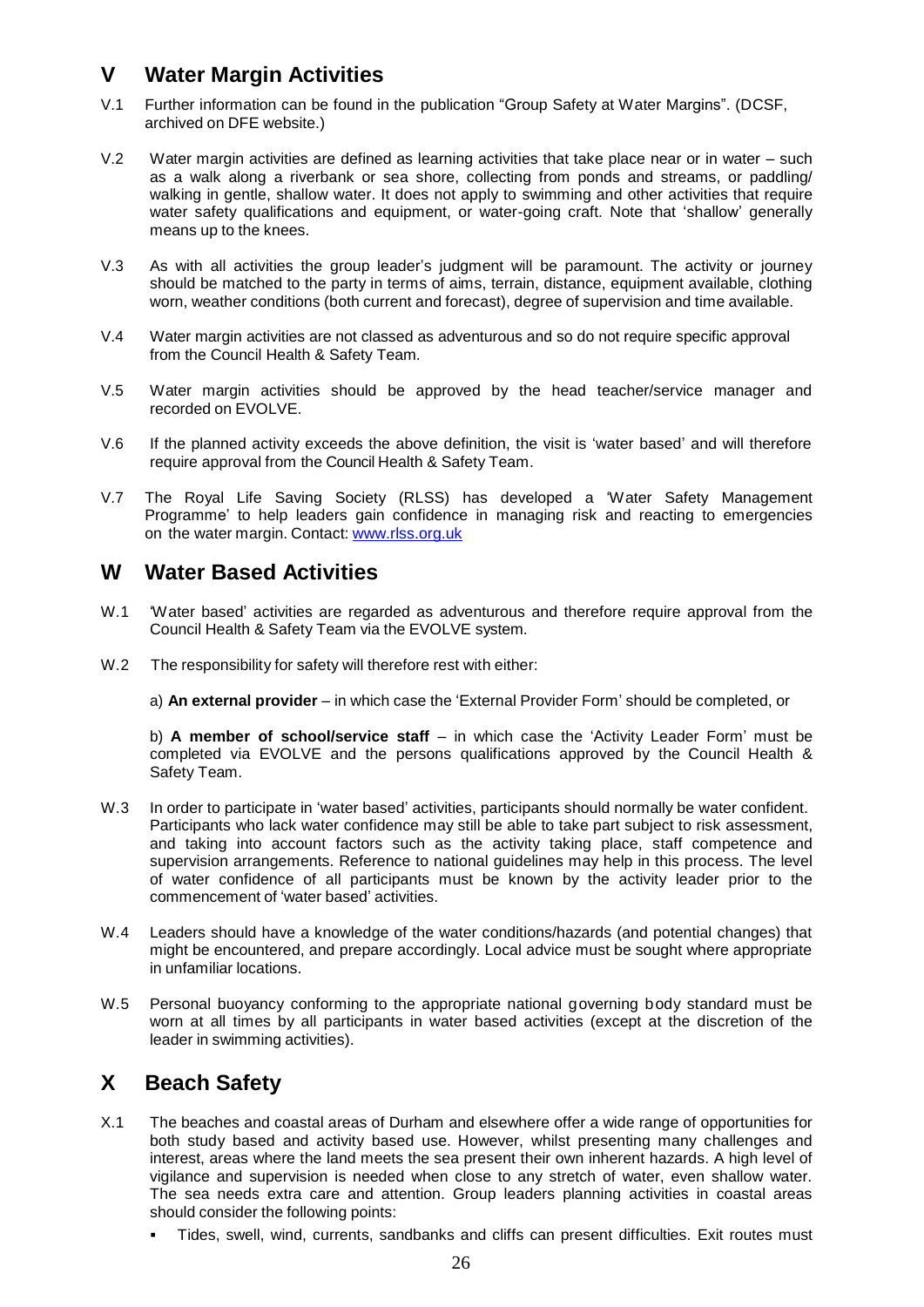## V Water Margin Activities

V.1 Further information can be found in the publication "Group Safety at Water Margins". (DCSF, archived on DFE website.)

V.2 Water margin activities are defined as learning activities that take place near or in water – such as a walk along a riverbank or sea shore, collecting from ponds and streams, or paddling/ walking in gentle, shallow water. It does not apply to swimming and other activities that require water safety qualifications and equipment, or water-going craft. Note that 'shallow' generally means up to the knees.

V.3 As with all activities the group leader's judgment will be paramount. The activity or journey should be matched to the party in terms of aims, terrain, distance, equipment available, clothing worn, weather conditions (both current and forecast), degree of supervision and time available.

V.4 Water margin activities are not classed as adventurous and so do not require specific approval from the Council Health & Safety Team.

V.5 Water margin activities should be approved by the head teacher/service manager and recorded on EVOLVE.

V.6 If the planned activity exceeds the above definition, the visit is 'water based' and will therefore require approval from the Council Health & Safety Team.

V.7 The Royal Life Saving Society (RLSS) has developed a 'Water Safety Management Programme' to help leaders gain confidence in managing risk and reacting to emergencies on the water margin. Contact: [www.rlss.org.uk](http://www.rlss.org.uk)

## W Water Based Activities

W.1 'Water based' activities are regarded as adventurous and therefore require approval from the Council Health & Safety Team via the EVOLVE system.

W.2 The responsibility for safety will therefore rest with either:

a) **An external provider** – in which case the 'External Provider Form' should be completed, or

b) **A member of school/service staff** – in which case the 'Activity Leader Form' must be completed via EVOLVE and the persons qualifications approved by the Council Health & Safety Team.

W.3 In order to participate in 'water based' activities, participants should normally be water confident. Participants who lack water confidence may still be able to take part subject to risk assessment, and taking into account factors such as the activity taking place, staff competence and supervision arrangements. Reference to national guidelines may help in this process. The level of water confidence of all participants must be known by the activity leader prior to the commencement of 'water based' activities.

W.4 Leaders should have a knowledge of the water conditions/hazards (and potential changes) that might be encountered, and prepare accordingly. Local advice must be sought where appropriate in unfamiliar locations.

W.5 Personal buoyancy conforming to the appropriate national governing body standard must be worn at all times by all participants in water based activities (except at the discretion of the leader in swimming activities).

## X Beach Safety

X.1 The beaches and coastal areas of Durham and elsewhere offer a wide range of opportunities for both study based and activity based use. However, whilst presenting many challenges and interest, areas where the land meets the sea present their own inherent hazards. A high level of vigilance and supervision is needed when close to any stretch of water, even shallow water. The sea needs extra care and attention. Group leaders planning activities in coastal areas should consider the following points:

- Tides, swell, wind, currents, sandbanks and cliffs can present difficulties. Exit routes must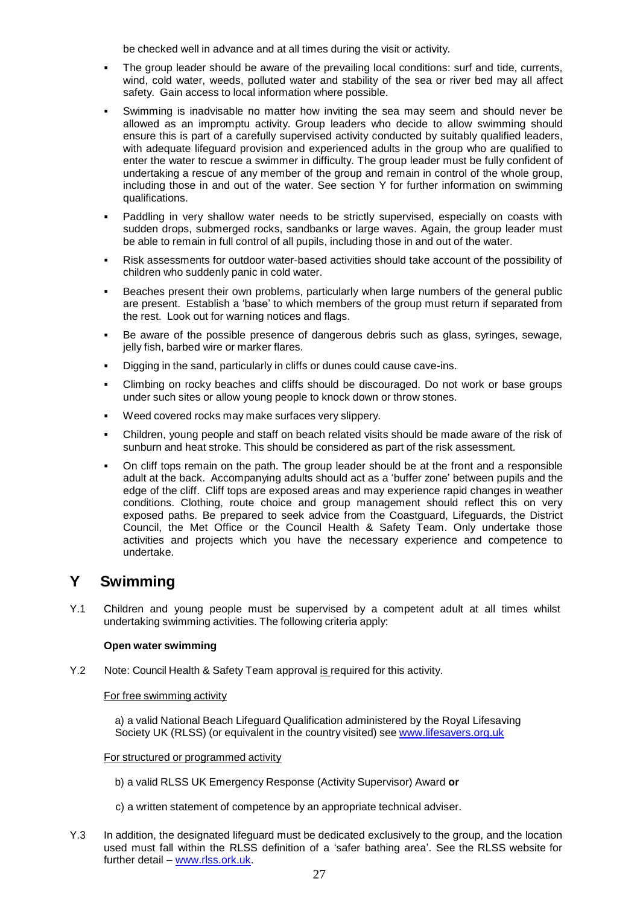be checked well in advance and at all times during the visit or activity.

- The group leader should be aware of the prevailing local conditions: surf and tide, currents, wind, cold water, weeds, polluted water and stability of the sea or river bed may all affect safety. Gain access to local information where possible.
- Swimming is inadvisable no matter how inviting the sea may seem and should never be allowed as an impromptu activity. Group leaders who decide to allow swimming should ensure this is part of a carefully supervised activity conducted by suitably qualified leaders, with adequate lifeguard provision and experienced adults in the group who are qualified to enter the water to rescue a swimmer in difficulty. The group leader must be fully confident of undertaking a rescue of any member of the group and remain in control of the whole group, including those in and out of the water. See section Y for further information on swimming qualifications.
- Paddling in very shallow water needs to be strictly supervised, especially on coasts with sudden drops, submerged rocks, sandbanks or large waves. Again, the group leader must be able to remain in full control of all pupils, including those in and out of the water.
- Risk assessments for outdoor water-based activities should take account of the possibility of children who suddenly panic in cold water.
- Beaches present their own problems, particularly when large numbers of the general public are present. Establish a 'base' to which members of the group must return if separated from the rest. Look out for warning notices and flags.
- Be aware of the possible presence of dangerous debris such as glass, syringes, sewage, jelly fish, barbed wire or marker flares.
- Digging in the sand, particularly in cliffs or dunes could cause cave-ins.
- Climbing on rocky beaches and cliffs should be discouraged. Do not work or base groups under such sites or allow young people to knock down or throw stones.
- Weed covered rocks may make surfaces very slippery.
- Children, young people and staff on beach related visits should be made aware of the risk of sunburn and heat stroke. This should be considered as part of the risk assessment.
- On cliff tops remain on the path. The group leader should be at the front and a responsible adult at the back. Accompanying adults should act as a 'buffer zone' between pupils and the edge of the cliff. Cliff tops are exposed areas and may experience rapid changes in weather conditions. Clothing, route choice and group management should reflect this on very exposed paths. Be prepared to seek advice from the Coastguard, Lifeguards, the District Council, the Met Office or the Council Health & Safety Team. Only undertake those activities and projects which you have the necessary experience and competence to undertake.

## Y Swimming

Y.1 Children and young people must be supervised by a competent adult at all times whilst undertaking swimming activities. The following criteria apply:

**Open water swimming**

Y.2 Note: Council Health & Safety Team approval is required for this activity.

For free swimming activity

a) a valid National Beach Lifeguard Qualification administered by the Royal Lifesaving Society UK (RLSS) (or equivalent in the country visited) see www.lifesavers.org.uk

For structured or programmed activity

b) a valid RLSS UK Emergency Response (Activity Supervisor) Award **or**

c) a written statement of competence by an appropriate technical adviser.

Y.3 In addition, the designated lifeguard must be dedicated exclusively to the group, and the location used must fall within the RLSS definition of a 'safer bathing area'. See the RLSS website for further detail – www.rlss.ork.uk.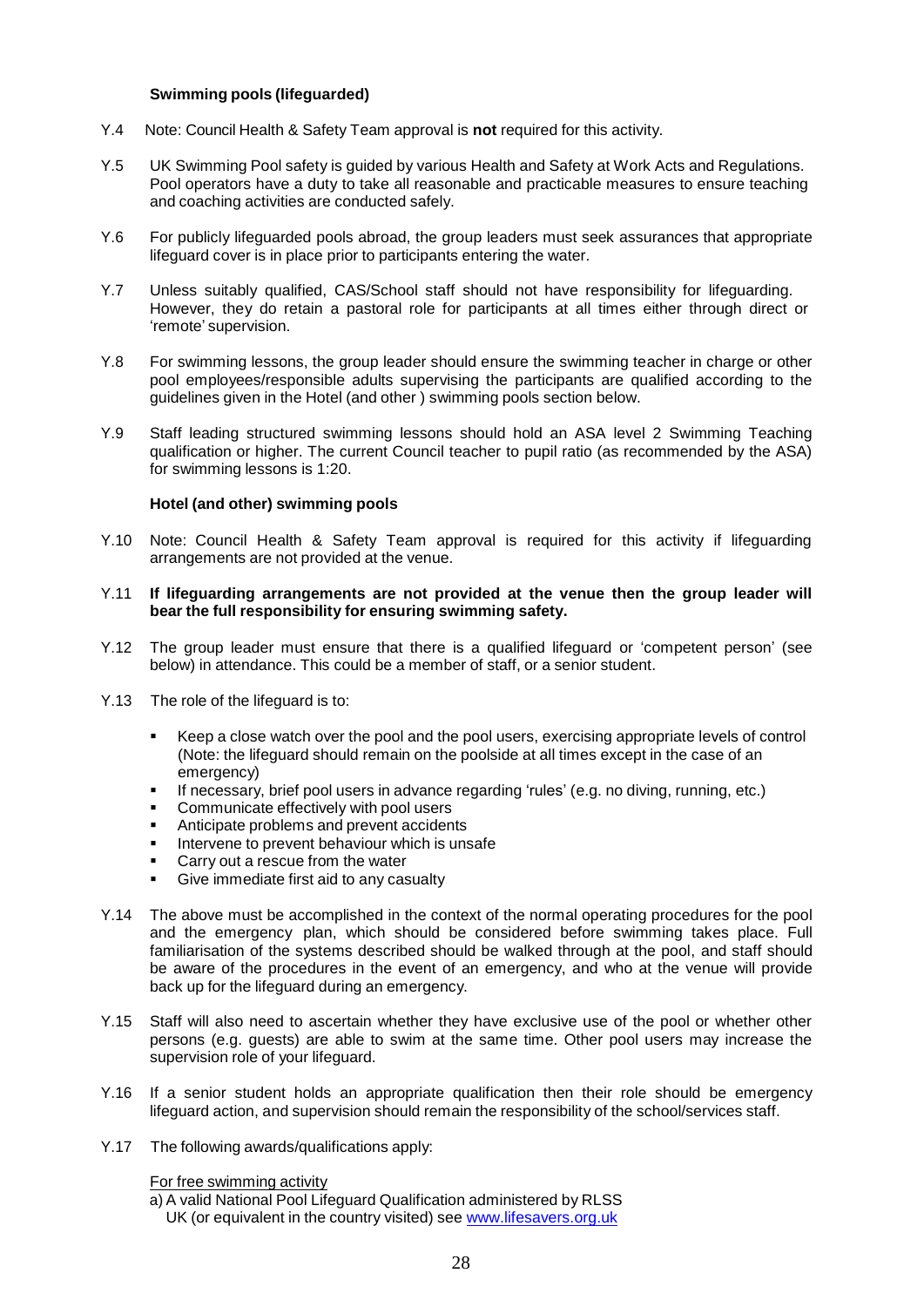### Swimming pools (lifeguarded)

Y.4 Note: Council Health & Safety Team approval is **not** required for this activity.

Y.5 UK Swimming Pool safety is guided by various Health and Safety at Work Acts and Regulations. Pool operators have a duty to take all reasonable and practicable measures to ensure teaching and coaching activities are conducted safely.

Y.6 For publicly lifeguarded pools abroad, the group leaders must seek assurances that appropriate lifeguard cover is in place prior to participants entering the water.

Y.7 Unless suitably qualified, CAS/School staff should not have responsibility for lifeguarding. However, they do retain a pastoral role for participants at all times either through direct or 'remote' supervision.

Y.8 For swimming lessons, the group leader should ensure the swimming teacher in charge or other pool employees/responsible adults supervising the participants are qualified according to the guidelines given in the Hotel (and other ) swimming pools section below.

Y.9 Staff leading structured swimming lessons should hold an ASA level 2 Swimming Teaching qualification or higher. The current Council teacher to pupil ratio (as recommended by the ASA) for swimming lessons is 1:20.

### Hotel (and other) swimming pools

Y.10 Note: Council Health & Safety Team approval is required for this activity if lifeguarding arrangements are not provided at the venue.

Y.11 **If lifeguarding arrangements are not provided at the venue then the group leader will bear the full responsibility for ensuring swimming safety.**

Y.12 The group leader must ensure that there is a qualified lifeguard or 'competent person' (see below) in attendance. This could be a member of staff, or a senior student.

Y.13 The role of the lifeguard is to:

- Keep a close watch over the pool and the pool users, exercising appropriate levels of control (Note: the lifeguard should remain on the poolside at all times except in the case of an emergency)
- If necessary, brief pool users in advance regarding 'rules' (e.g. no diving, running, etc.)
- Communicate effectively with pool users
- Anticipate problems and prevent accidents
- Intervene to prevent behaviour which is unsafe
- Carry out a rescue from the water
- Give immediate first aid to any casualty

Y.14 The above must be accomplished in the context of the normal operating procedures for the pool and the emergency plan, which should be considered before swimming takes place. Full familiarisation of the systems described should be walked through at the pool, and staff should be aware of the procedures in the event of an emergency, and who at the venue will provide back up for the lifeguard during an emergency.

Y.15 Staff will also need to ascertain whether they have exclusive use of the pool or whether other persons (e.g. guests) are able to swim at the same time. Other pool users may increase the supervision role of your lifeguard.

Y.16 If a senior student holds an appropriate qualification then their role should be emergency lifeguard action, and supervision should remain the responsibility of the school/services staff.

Y.17 The following awards/qualifications apply:

For free swimming activity

a) A valid National Pool Lifeguard Qualification administered by RLSS UK (or equivalent in the country visited) see www.lifesavers.org.uk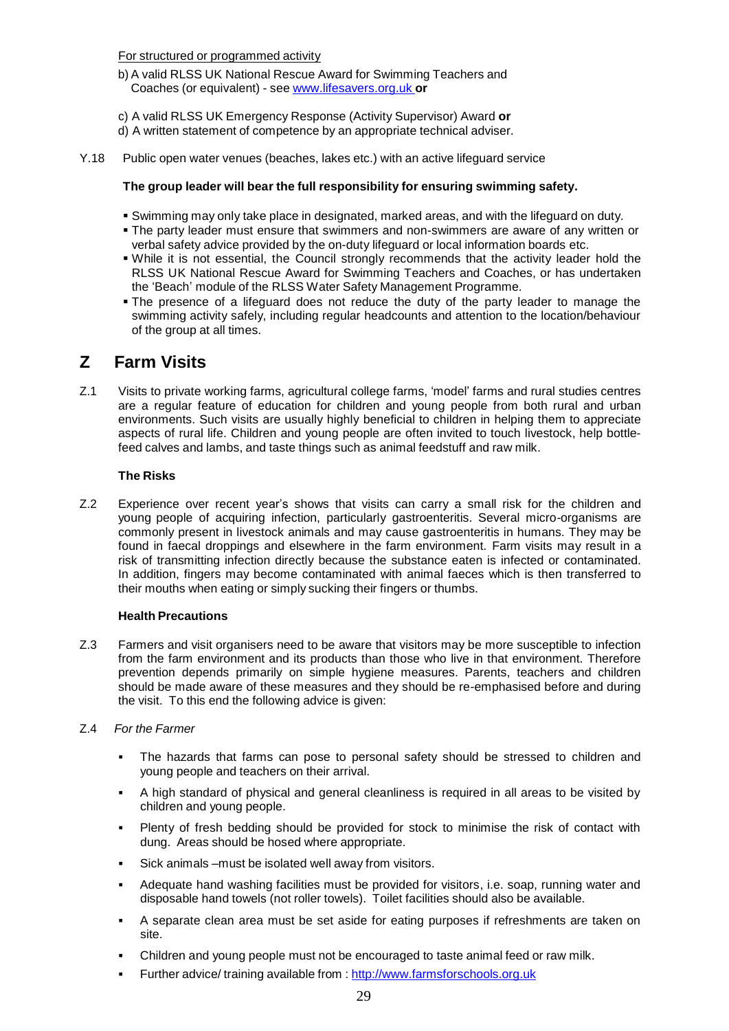For structured or programmed activity

b) A valid RLSS UK National Rescue Award for Swimming Teachers and Coaches (or equivalent) - see www.lifesavers.org.uk **or**

c) A valid RLSS UK Emergency Response (Activity Supervisor) Award **or**

d) A written statement of competence by an appropriate technical adviser.

Y.18 Public open water venues (beaches, lakes etc.) with an active lifeguard service

**The group leader will bear the full responsibility for ensuring swimming safety.**

- Swimming may only take place in designated, marked areas, and with the lifeguard on duty.
- The party leader must ensure that swimmers and non-swimmers are aware of any written or verbal safety advice provided by the on-duty lifeguard or local information boards etc.
- While it is not essential, the Council strongly recommends that the activity leader hold the RLSS UK National Rescue Award for Swimming Teachers and Coaches, or has undertaken the 'Beach' module of the RLSS Water Safety Management Programme.
- The presence of a lifeguard does not reduce the duty of the party leader to manage the swimming activity safely, including regular headcounts and attention to the location/behaviour of the group at all times.

# Z Farm Visits

Z.1 Visits to private working farms, agricultural college farms, 'model' farms and rural studies centres are a regular feature of education for children and young people from both rural and urban environments. Such visits are usually highly beneficial to children in helping them to appreciate aspects of rural life. Children and young people are often invited to touch livestock, help bottle-feed calves and lambs, and taste things such as animal feedstuff and raw milk.

**The Risks**

Z.2 Experience over recent year's shows that visits can carry a small risk for the children and young people of acquiring infection, particularly gastroenteritis. Several micro-organisms are commonly present in livestock animals and may cause gastroenteritis in humans. They may be found in faecal droppings and elsewhere in the farm environment. Farm visits may result in a risk of transmitting infection directly because the substance eaten is infected or contaminated. In addition, fingers may become contaminated with animal faeces which is then transferred to their mouths when eating or simply sucking their fingers or thumbs.

**Health Precautions**

Z.3 Farmers and visit organisers need to be aware that visitors may be more susceptible to infection from the farm environment and its products than those who live in that environment. Therefore prevention depends primarily on simple hygiene measures. Parents, teachers and children should be made aware of these measures and they should be re-emphasised before and during the visit. To this end the following advice is given:

Z.4 *For the Farmer*

- The hazards that farms can pose to personal safety should be stressed to children and young people and teachers on their arrival.
- A high standard of physical and general cleanliness is required in all areas to be visited by children and young people.
- Plenty of fresh bedding should be provided for stock to minimise the risk of contact with dung. Areas should be hosed where appropriate.
- Sick animals –must be isolated well away from visitors.
- Adequate hand washing facilities must be provided for visitors, i.e. soap, running water and disposable hand towels (not roller towels). Toilet facilities should also be available.
- A separate clean area must be set aside for eating purposes if refreshments are taken on site.
- Children and young people must not be encouraged to taste animal feed or raw milk.
- Further advice/ training available from : http://www.farmsforschools.org.uk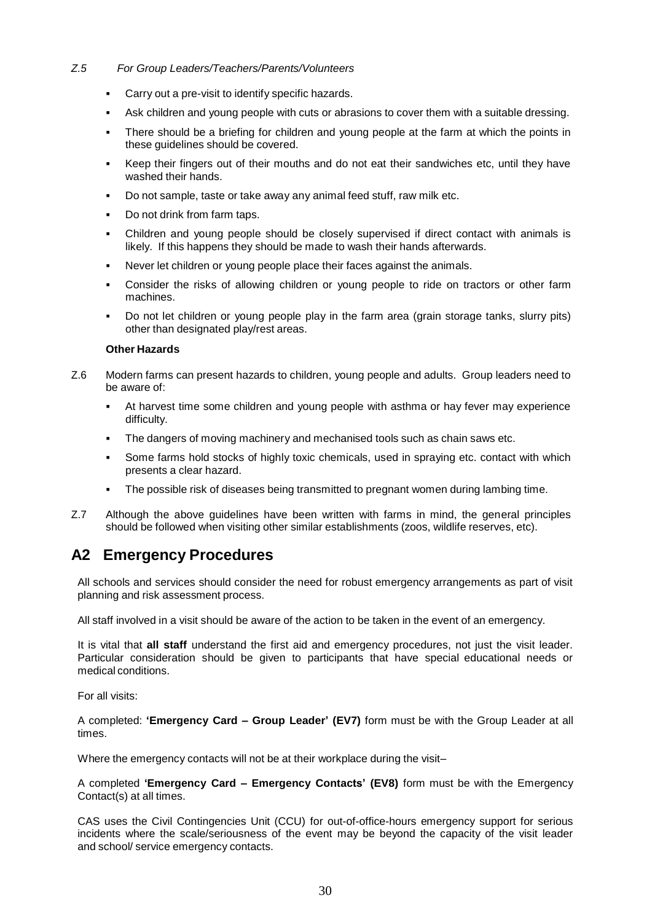*Z.5 For Group Leaders/Teachers/Parents/Volunteers*

- Carry out a pre-visit to identify specific hazards.
- Ask children and young people with cuts or abrasions to cover them with a suitable dressing.
- There should be a briefing for children and young people at the farm at which the points in these guidelines should be covered.
- Keep their fingers out of their mouths and do not eat their sandwiches etc, until they have washed their hands.
- Do not sample, taste or take away any animal feed stuff, raw milk etc.
- Do not drink from farm taps.
- Children and young people should be closely supervised if direct contact with animals is likely. If this happens they should be made to wash their hands afterwards.
- Never let children or young people place their faces against the animals.
- Consider the risks of allowing children or young people to ride on tractors or other farm machines.
- Do not let children or young people play in the farm area (grain storage tanks, slurry pits) other than designated play/rest areas.

**Other Hazards**

Z.6 Modern farms can present hazards to children, young people and adults. Group leaders need to be aware of:

- At harvest time some children and young people with asthma or hay fever may experience difficulty.
- The dangers of moving machinery and mechanised tools such as chain saws etc.
- Some farms hold stocks of highly toxic chemicals, used in spraying etc. contact with which presents a clear hazard.
- The possible risk of diseases being transmitted to pregnant women during lambing time.

Z.7 Although the above guidelines have been written with farms in mind, the general principles should be followed when visiting other similar establishments (zoos, wildlife reserves, etc).

## A2 Emergency Procedures

All schools and services should consider the need for robust emergency arrangements as part of visit planning and risk assessment process.

All staff involved in a visit should be aware of the action to be taken in the event of an emergency.

It is vital that **all staff** understand the first aid and emergency procedures, not just the visit leader. Particular consideration should be given to participants that have special educational needs or medical conditions.

For all visits:

A completed: **'Emergency Card – Group Leader' (EV7)** form must be with the Group Leader at all times.

Where the emergency contacts will not be at their workplace during the visit–

A completed **'Emergency Card – Emergency Contacts' (EV8)** form must be with the Emergency Contact(s) at all times.

CAS uses the Civil Contingencies Unit (CCU) for out-of-office-hours emergency support for serious incidents where the scale/seriousness of the event may be beyond the capacity of the visit leader and school/ service emergency contacts.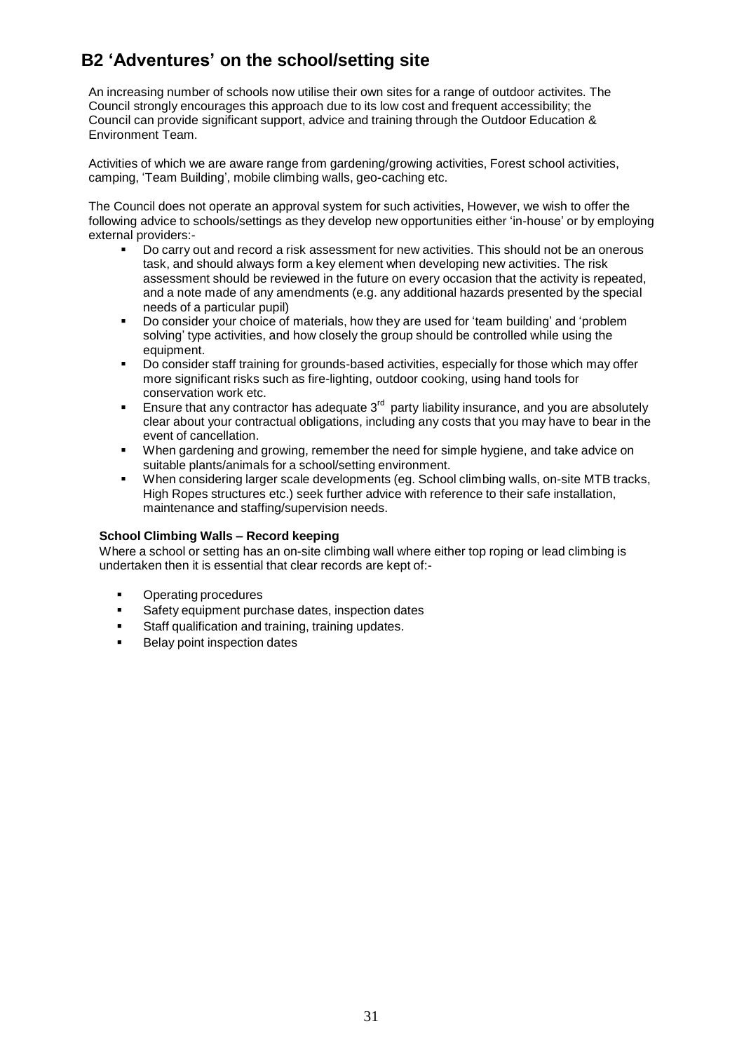## B2 'Adventures' on the school/setting site

An increasing number of schools now utilise their own sites for a range of outdoor activites. The Council strongly encourages this approach due to its low cost and frequent accessibility; the Council can provide significant support, advice and training through the Outdoor Education & Environment Team.

Activities of which we are aware range from gardening/growing activities, Forest school activities, camping, 'Team Building', mobile climbing walls, geo-caching etc.

The Council does not operate an approval system for such activities, However, we wish to offer the following advice to schools/settings as they develop new opportunities either 'in-house' or by employing external providers:-

- Do carry out and record a risk assessment for new activities. This should not be an onerous task, and should always form a key element when developing new activities. The risk assessment should be reviewed in the future on every occasion that the activity is repeated, and a note made of any amendments (e.g. any additional hazards presented by the special needs of a particular pupil)
- Do consider your choice of materials, how they are used for 'team building' and 'problem solving' type activities, and how closely the group should be controlled while using the equipment.
- Do consider staff training for grounds-based activities, especially for those which may offer more significant risks such as fire-lighting, outdoor cooking, using hand tools for conservation work etc.
- Ensure that any contractor has adequate 3rd party liability insurance, and you are absolutely clear about your contractual obligations, including any costs that you may have to bear in the event of cancellation.
- When gardening and growing, remember the need for simple hygiene, and take advice on suitable plants/animals for a school/setting environment.
- When considering larger scale developments (eg. School climbing walls, on-site MTB tracks, High Ropes structures etc.) seek further advice with reference to their safe installation, maintenance and staffing/supervision needs.

**School Climbing Walls – Record keeping**

Where a school or setting has an on-site climbing wall where either top roping or lead climbing is undertaken then it is essential that clear records are kept of:-

- Operating procedures
- Safety equipment purchase dates, inspection dates
- Staff qualification and training, training updates.
- Belay point inspection dates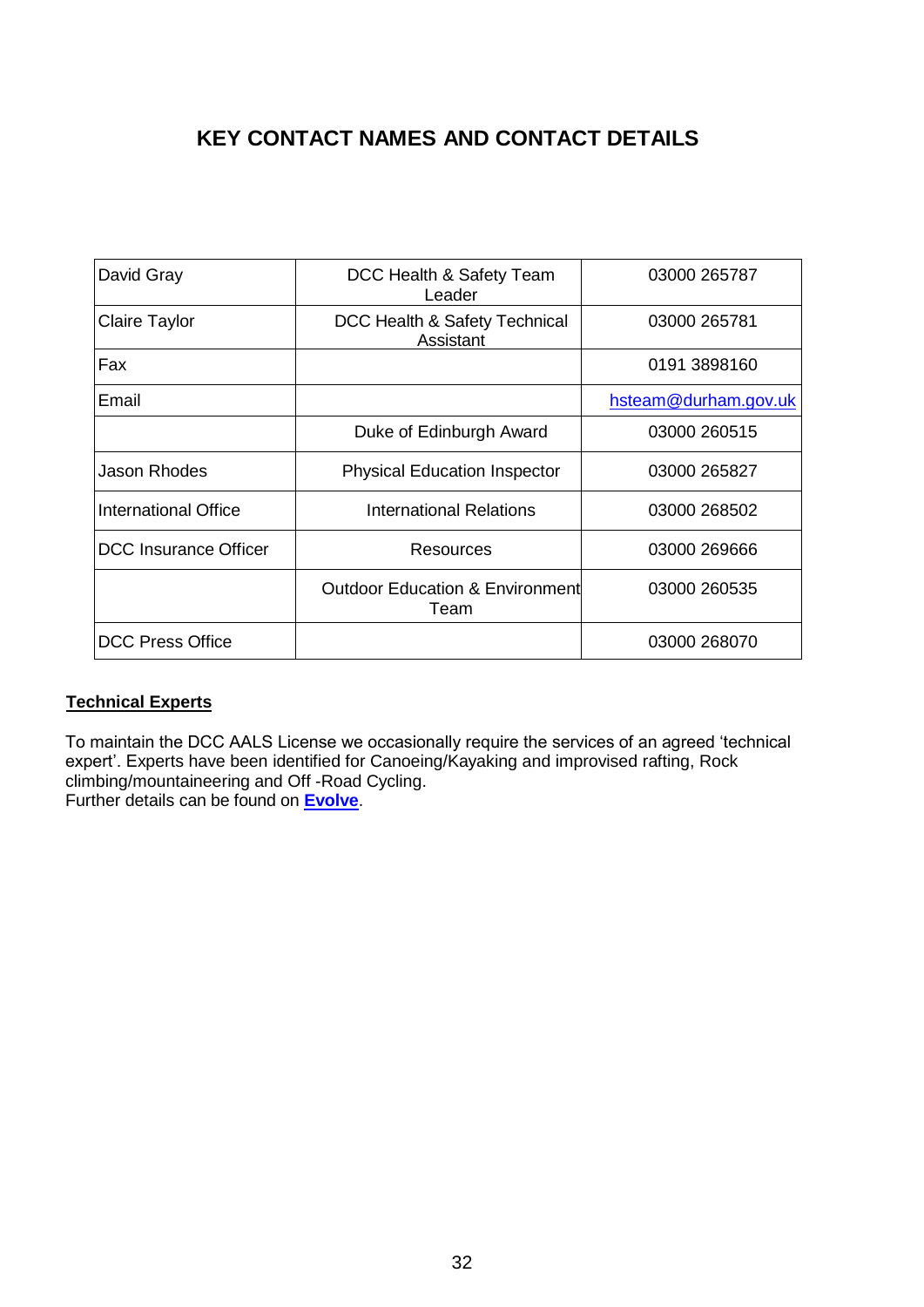# KEY CONTACT NAMES AND CONTACT DETAILS

| | | |
|---|---|---|
| David Gray | DCC Health & Safety Team Leader | 03000 265787 |
| Claire Taylor | DCC Health & Safety Technical Assistant | 03000 265781 |
| Fax | | 0191 3898160 |
| Email | | hsteam@durham.gov.uk |
| | Duke of Edinburgh Award | 03000 260515 |
| Jason Rhodes | Physical Education Inspector | 03000 265827 |
| International Office | International Relations | 03000 268502 |
| DCC Insurance Officer | Resources | 03000 269666 |
| | Outdoor Education & Environment Team | 03000 260535 |
| DCC Press Office | | 03000 268070 |

**Technical Experts**

To maintain the DCC AALS License we occasionally require the services of an agreed 'technical expert'. Experts have been identified for Canoeing/Kayaking and improvised rafting, Rock climbing/mountaineering and Off -Road Cycling.
Further details can be found on **Evolve**.